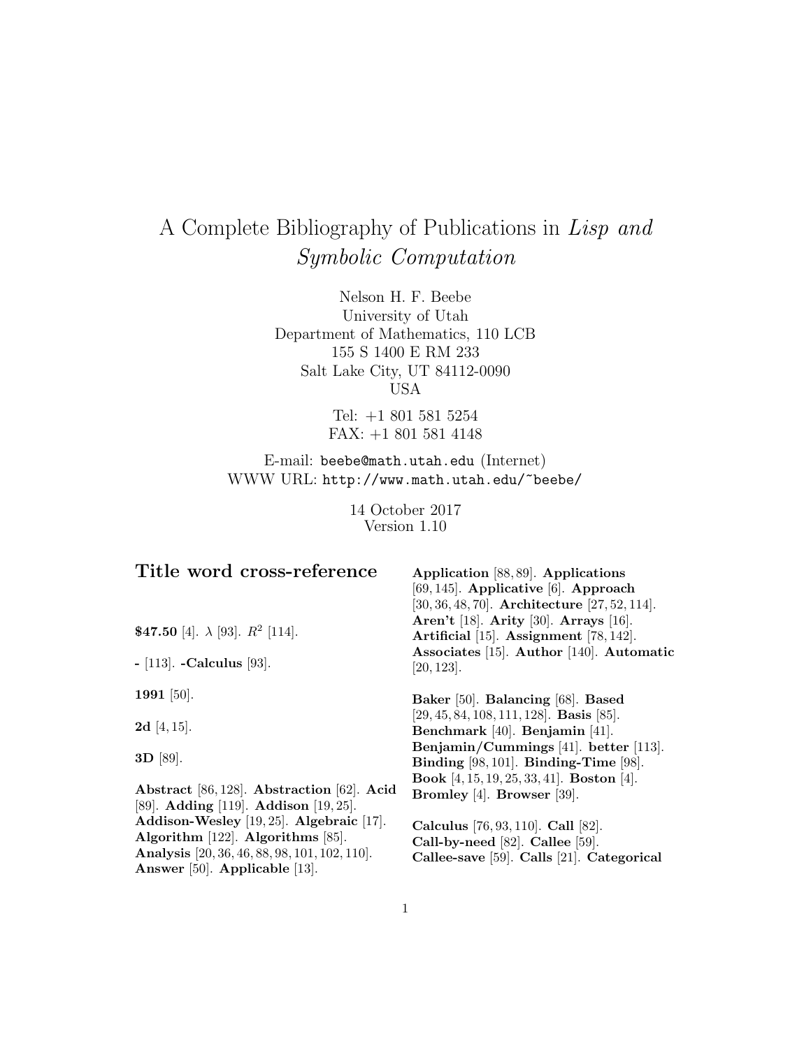# A Complete Bibliography of Publications in *Lisp and Symbolic Computation*

Nelson H. F. Beebe
University of Utah
Department of Mathematics, 110 LCB
155 S 1400 E RM 233
Salt Lake City, UT 84112-0090
USA

Tel: +1 801 581 5254
FAX: +1 801 581 4148

E-mail: `beebe@math.utah.edu` (Internet)
WWW URL: `http://www.math.utah.edu/~beebe/`

14 October 2017
Version 1.10

## Title word cross-reference

**$47.50** [4]. $\lambda$ [93]. $R^2$ [114].

**-** [113]. **-Calculus** [93].

**1991** [50].

**2d** [4, 15].

**3D** [89].

**Abstract** [86, 128]. **Abstraction** [62]. **Acid** [89]. **Adding** [119]. **Addison** [19, 25]. **Addison-Wesley** [19, 25]. **Algebraic** [17]. **Algorithm** [122]. **Algorithms** [85]. **Analysis** [20, 36, 46, 88, 98, 101, 102, 110]. **Answer** [50]. **Applicable** [13]. **Application** [88, 89]. **Applications** [69, 145]. **Applicative** [6]. **Approach** [30, 36, 48, 70]. **Architecture** [27, 52, 114]. **Aren't** [18]. **Arity** [30]. **Arrays** [16]. **Artificial** [15]. **Assignment** [78, 142]. **Associates** [15]. **Author** [140]. **Automatic** [20, 123].

**Baker** [50]. **Balancing** [68]. **Based** [29, 45, 84, 108, 111, 128]. **Basis** [85]. **Benchmark** [40]. **Benjamin** [41]. **Benjamin/Cummings** [41]. **better** [113]. **Binding** [98, 101]. **Binding-Time** [98]. **Book** [4, 15, 19, 25, 33, 41]. **Boston** [4]. **Bromley** [4]. **Browser** [39].

**Calculus** [76, 93, 110]. **Call** [82]. **Call-by-need** [82]. **Callee** [59]. **Callee-save** [59]. **Calls** [21]. **Categorical**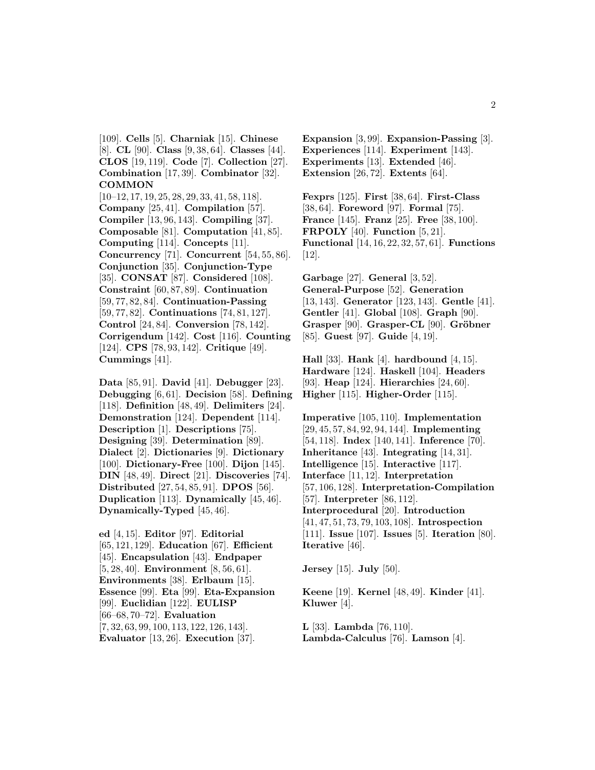[109]. **Cells** [5]. **Charniak** [15]. **Chinese** [8]. **CL** [90]. **Class** [9, 38, 64]. **Classes** [44]. **CLOS** [19, 119]. **Code** [7]. **Collection** [27]. **Combination** [17, 39]. **Combinator** [32]. **COMMON** [10–12, 17, 19, 25, 28, 29, 33, 41, 58, 118]. **Company** [25, 41]. **Compilation** [57]. **Compiler** [13, 96, 143]. **Compiling** [37]. **Composable** [81]. **Computation** [41, 85]. **Computing** [114]. **Concepts** [11]. **Concurrency** [71]. **Concurrent** [54, 55, 86]. **Conjunction** [35]. **Conjunction-Type** [35]. **CONSAT** [87]. **Considered** [108]. **Constraint** [60, 87, 89]. **Continuation** [59, 77, 82, 84]. **Continuation-Passing** [59, 77, 82]. **Continuations** [74, 81, 127]. **Control** [24, 84]. **Conversion** [78, 142]. **Corrigendum** [142]. **Cost** [116]. **Counting** [124]. **CPS** [78, 93, 142]. **Critique** [49]. **Cummings** [41].

**Data** [85, 91]. **David** [41]. **Debugger** [23]. **Debugging** [6, 61]. **Decision** [58]. **Defining** [118]. **Definition** [48, 49]. **Delimiters** [24]. **Demonstration** [124]. **Dependent** [114]. **Description** [1]. **Descriptions** [75]. **Designing** [39]. **Determination** [89]. **Dialect** [2]. **Dictionaries** [9]. **Dictionary** [100]. **Dictionary-Free** [100]. **Dijon** [145]. **DIN** [48, 49]. **Direct** [21]. **Discoveries** [74]. **Distributed** [27, 54, 85, 91]. **DPOS** [56]. **Duplication** [113]. **Dynamically** [45, 46]. **Dynamically-Typed** [45, 46].

**ed** [4, 15]. **Editor** [97]. **Editorial** [65, 121, 129]. **Education** [67]. **Efficient** [45]. **Encapsulation** [43]. **Endpaper** [5, 28, 40]. **Environment** [8, 56, 61]. **Environments** [38]. **Erlbaum** [15]. **Essence** [99]. **Eta** [99]. **Eta-Expansion** [99]. **Euclidian** [122]. **EULISP** [66–68, 70–72]. **Evaluation** [7, 32, 63, 99, 100, 113, 122, 126, 143]. **Evaluator** [13, 26]. **Execution** [37].

**Expansion** [3, 99]. **Expansion-Passing** [3]. **Experiences** [114]. **Experiment** [143]. **Experiments** [13]. **Extended** [46]. **Extension** [26, 72]. **Extents** [64].

**Fexprs** [125]. **First** [38, 64]. **First-Class** [38, 64]. **Foreword** [97]. **Formal** [75]. **France** [145]. **Franz** [25]. **Free** [38, 100]. **FRPOLY** [40]. **Function** [5, 21]. **Functional** [14, 16, 22, 32, 57, 61]. **Functions** [12].

**Garbage** [27]. **General** [3, 52]. **General-Purpose** [52]. **Generation** [13, 143]. **Generator** [123, 143]. **Gentle** [41]. **Gentler** [41]. **Global** [108]. **Graph** [90]. **Grasper** [90]. **Grasper-CL** [90]. **Gröbner** [85]. **Guest** [97]. **Guide** [4, 19].

**Hall** [33]. **Hank** [4]. **hardbound** [4, 15]. **Hardware** [124]. **Haskell** [104]. **Headers** [93]. **Heap** [124]. **Hierarchies** [24, 60]. **Higher** [115]. **Higher-Order** [115].

**Imperative** [105, 110]. **Implementation** [29, 45, 57, 84, 92, 94, 144]. **Implementing** [54, 118]. **Index** [140, 141]. **Inference** [70]. **Inheritance** [43]. **Integrating** [14, 31]. **Intelligence** [15]. **Interactive** [117]. **Interface** [11, 12]. **Interpretation** [57, 106, 128]. **Interpretation-Compilation** [57]. **Interpreter** [86, 112]. **Interprocedural** [20]. **Introduction** [41, 47, 51, 73, 79, 103, 108]. **Introspection** [111]. **Issue** [107]. **Issues** [5]. **Iteration** [80]. **Iterative** [46].

**Jersey** [15]. **July** [50].

**Keene** [19]. **Kernel** [48, 49]. **Kinder** [41]. **Kluwer** [4].

**L** [33]. **Lambda** [76, 110]. **Lambda-Calculus** [76]. **Lamson** [4].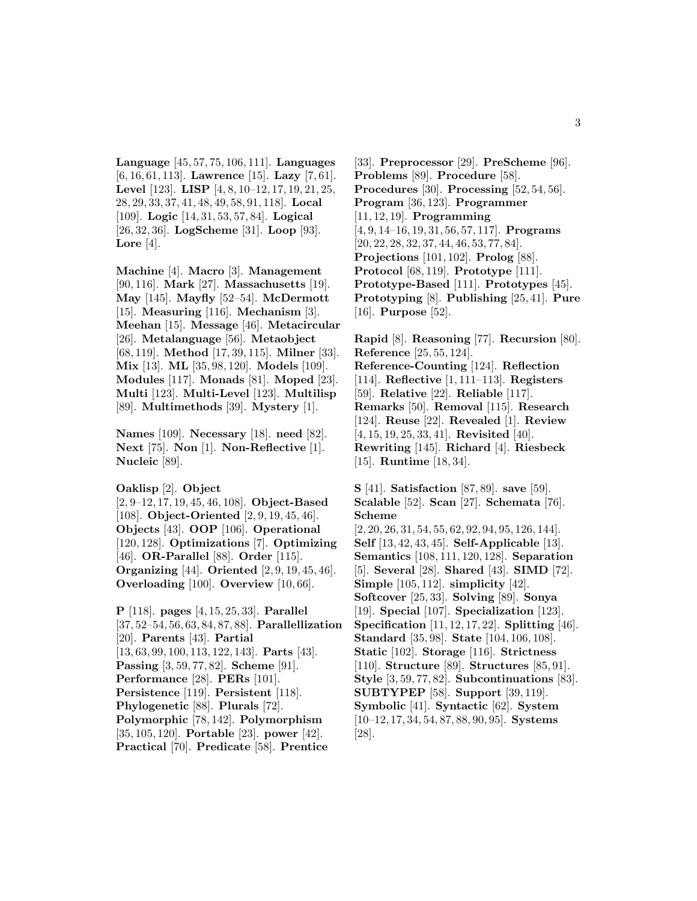**Language** [45, 57, 75, 106, 111]. **Languages** [6, 16, 61, 113]. **Lawrence** [15]. **Lazy** [7, 61]. **Level** [123]. **LISP** [4, 8, 10–12, 17, 19, 21, 25, 28, 29, 33, 37, 41, 48, 49, 58, 91, 118]. **Local** [109]. **Logic** [14, 31, 53, 57, 84]. **Logical** [26, 32, 36]. **LogScheme** [31]. **Loop** [93]. **Lore** [4].

**Machine** [4]. **Macro** [3]. **Management** [90, 116]. **Mark** [27]. **Massachusetts** [19]. **May** [145]. **Mayfly** [52–54]. **McDermott** [15]. **Measuring** [116]. **Mechanism** [3]. **Meehan** [15]. **Message** [46]. **Metacircular** [26]. **Metalanguage** [56]. **Metaobject** [68, 119]. **Method** [17, 39, 115]. **Milner** [33]. **Mix** [13]. **ML** [35, 98, 120]. **Models** [109]. **Modules** [117]. **Monads** [81]. **Moped** [23]. **Multi** [123]. **Multi-Level** [123]. **Multilisp** [89]. **Multimethods** [39]. **Mystery** [1].

**Names** [109]. **Necessary** [18]. **need** [82]. **Next** [75]. **Non** [1]. **Non-Reflective** [1]. **Nucleic** [89].

**Oaklisp** [2]. **Object** [2, 9–12, 17, 19, 45, 46, 108]. **Object-Based** [108]. **Object-Oriented** [2, 9, 19, 45, 46]. **Objects** [43]. **OOP** [106]. **Operational** [120, 128]. **Optimizations** [7]. **Optimizing** [46]. **OR-Parallel** [88]. **Order** [115]. **Organizing** [44]. **Oriented** [2, 9, 19, 45, 46]. **Overloading** [100]. **Overview** [10, 66].

**P** [118]. **pages** [4, 15, 25, 33]. **Parallel** [37, 52–54, 56, 63, 84, 87, 88]. **Parallellization** [20]. **Parents** [43]. **Partial** [13, 63, 99, 100, 113, 122, 143]. **Parts** [43]. **Passing** [3, 59, 77, 82]. **Scheme** [91]. **Performance** [28]. **PERs** [101]. **Persistence** [119]. **Persistent** [118]. **Phylogenetic** [88]. **Plurals** [72]. **Polymorphic** [78, 142]. **Polymorphism** [35, 105, 120]. **Portable** [23]. **power** [42]. **Practical** [70]. **Predicate** [58]. **Prentice** [33]. **Preprocessor** [29]. **PreScheme** [96]. **Problems** [89]. **Procedure** [58]. **Procedures** [30]. **Processing** [52, 54, 56]. **Program** [36, 123]. **Programmer** [11, 12, 19]. **Programming** [4, 9, 14–16, 19, 31, 56, 57, 117]. **Programs** [20, 22, 28, 32, 37, 44, 46, 53, 77, 84]. **Projections** [101, 102]. **Prolog** [88]. **Protocol** [68, 119]. **Prototype** [111]. **Prototype-Based** [111]. **Prototypes** [45]. **Prototyping** [8]. **Publishing** [25, 41]. **Pure** [16]. **Purpose** [52].

**Rapid** [8]. **Reasoning** [77]. **Recursion** [80]. **Reference** [25, 55, 124]. **Reference-Counting** [124]. **Reflection** [114]. **Reflective** [1, 111–113]. **Registers** [59]. **Relative** [22]. **Reliable** [117]. **Remarks** [50]. **Removal** [115]. **Research** [124]. **Reuse** [22]. **Revealed** [1]. **Review** [4, 15, 19, 25, 33, 41]. **Revisited** [40]. **Rewriting** [145]. **Richard** [4]. **Riesbeck** [15]. **Runtime** [18, 34].

**S** [41]. **Satisfaction** [87, 89]. **save** [59]. **Scalable** [52]. **Scan** [27]. **Schemata** [76]. **Scheme** [2, 20, 26, 31, 54, 55, 62, 92, 94, 95, 126, 144]. **Self** [13, 42, 43, 45]. **Self-Applicable** [13]. **Semantics** [108, 111, 120, 128]. **Separation** [5]. **Several** [28]. **Shared** [43]. **SIMD** [72]. **Simple** [105, 112]. **simplicity** [42]. **Softcover** [25, 33]. **Solving** [89]. **Sonya** [19]. **Special** [107]. **Specialization** [123]. **Specification** [11, 12, 17, 22]. **Splitting** [46]. **Standard** [35, 98]. **State** [104, 106, 108]. **Static** [102]. **Storage** [116]. **Strictness** [110]. **Structure** [89]. **Structures** [85, 91]. **Style** [3, 59, 77, 82]. **Subcontinuations** [83]. **SUBTYPEP** [58]. **Support** [39, 119]. **Symbolic** [41]. **Syntactic** [62]. **System** [10–12, 17, 34, 54, 87, 88, 90, 95]. **Systems** [28].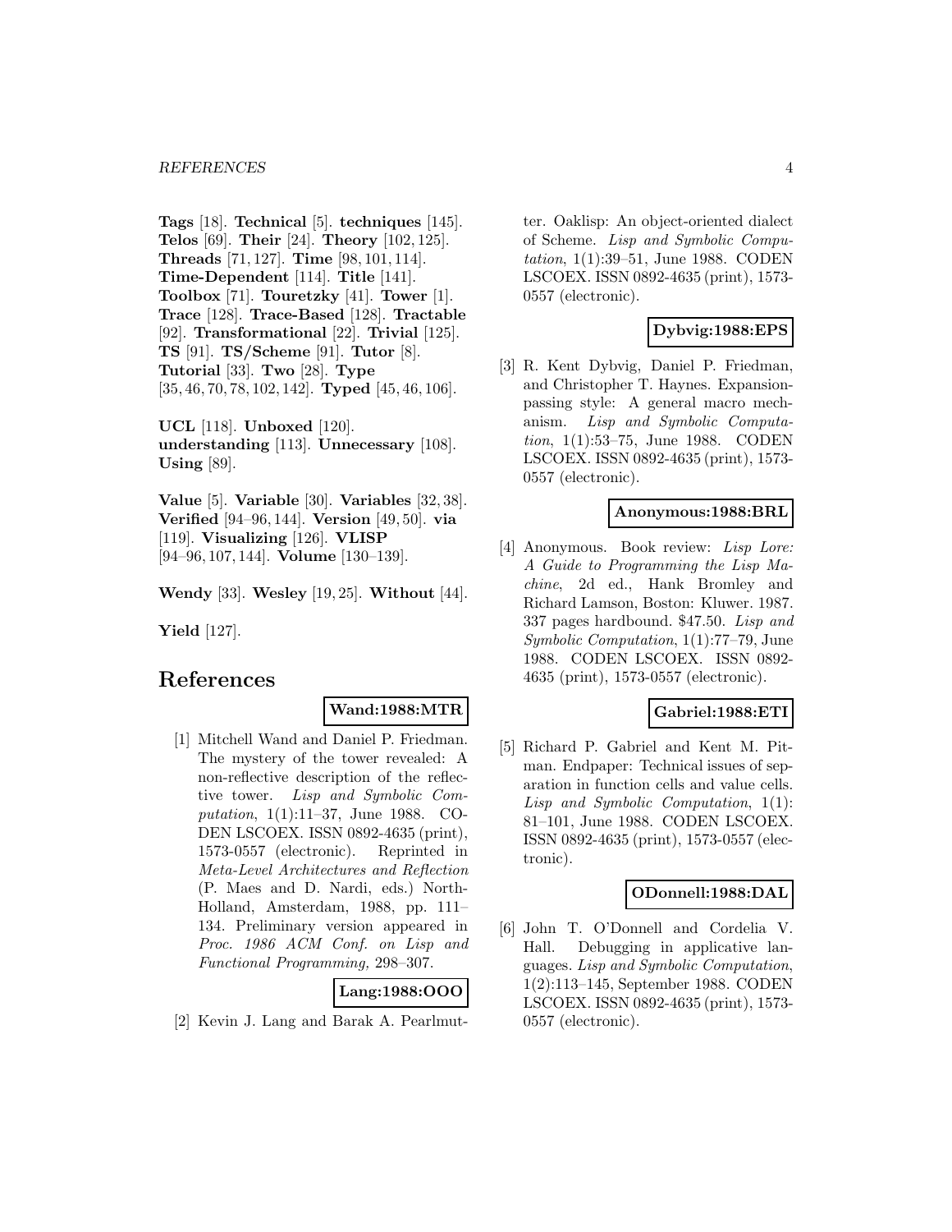**Tags** [18]. **Technical** [5]. **techniques** [145]. **Telos** [69]. **Their** [24]. **Theory** [102, 125]. **Threads** [71, 127]. **Time** [98, 101, 114]. **Time-Dependent** [114]. **Title** [141]. **Toolbox** [71]. **Touretzky** [41]. **Tower** [1]. **Trace** [128]. **Trace-Based** [128]. **Tractable** [92]. **Transformational** [22]. **Trivial** [125]. **TS** [91]. **TS/Scheme** [91]. **Tutor** [8]. **Tutorial** [33]. **Two** [28]. **Type** [35, 46, 70, 78, 102, 142]. **Typed** [45, 46, 106].

**UCL** [118]. **Unboxed** [120]. **understanding** [113]. **Unnecessary** [108]. **Using** [89].

**Value** [5]. **Variable** [30]. **Variables** [32, 38]. **Verified** [94–96, 144]. **Version** [49, 50]. **via** [119]. **Visualizing** [126]. **VLISP** [94–96, 107, 144]. **Volume** [130–139].

**Wendy** [33]. **Wesley** [19, 25]. **Without** [44].

**Yield** [127].

# References

**Wand:1988:MTR**

[1] Mitchell Wand and Daniel P. Friedman. The mystery of the tower revealed: A non-reflective description of the reflective tower. *Lisp and Symbolic Computation*, 1(1):11–37, June 1988. CODEN LSCOEX. ISSN 0892-4635 (print), 1573-0557 (electronic). Reprinted in *Meta-Level Architectures and Reflection* (P. Maes and D. Nardi, eds.) North-Holland, Amsterdam, 1988, pp. 111–134. Preliminary version appeared in *Proc. 1986 ACM Conf. on Lisp and Functional Programming,* 298–307.

**Lang:1988:OOO**

[2] Kevin J. Lang and Barak A. Pearlmutter. Oaklisp: An object-oriented dialect of Scheme. *Lisp and Symbolic Computation*, 1(1):39–51, June 1988. CODEN LSCOEX. ISSN 0892-4635 (print), 1573-0557 (electronic).

**Dybvig:1988:EPS**

[3] R. Kent Dybvig, Daniel P. Friedman, and Christopher T. Haynes. Expansion-passing style: A general macro mechanism. *Lisp and Symbolic Computation*, 1(1):53–75, June 1988. CODEN LSCOEX. ISSN 0892-4635 (print), 1573-0557 (electronic).

**Anonymous:1988:BRL**

[4] Anonymous. Book review: *Lisp Lore: A Guide to Programming the Lisp Machine*, 2d ed., Hank Bromley and Richard Lamson, Boston: Kluwer. 1987. 337 pages hardbound. $47.50. *Lisp and Symbolic Computation*, 1(1):77–79, June 1988. CODEN LSCOEX. ISSN 0892-4635 (print), 1573-0557 (electronic).

**Gabriel:1988:ETI**

[5] Richard P. Gabriel and Kent M. Pitman. Endpaper: Technical issues of separation in function cells and value cells. *Lisp and Symbolic Computation*, 1(1): 81–101, June 1988. CODEN LSCOEX. ISSN 0892-4635 (print), 1573-0557 (electronic).

**ODonnell:1988:DAL**

[6] John T. O'Donnell and Cordelia V. Hall. Debugging in applicative languages. *Lisp and Symbolic Computation*, 1(2):113–145, September 1988. CODEN LSCOEX. ISSN 0892-4635 (print), 1573-0557 (electronic).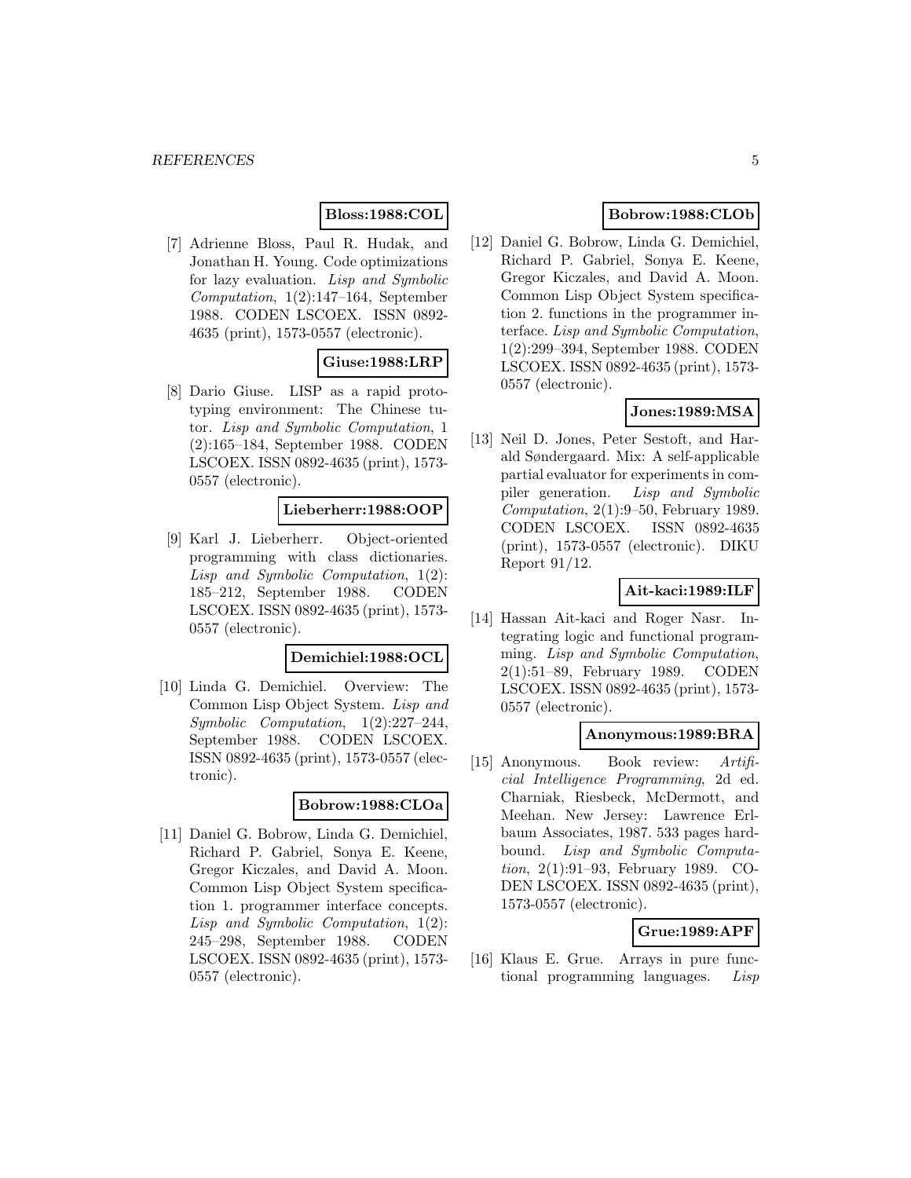**Bloss:1988:COL**

[7] Adrienne Bloss, Paul R. Hudak, and Jonathan H. Young. Code optimizations for lazy evaluation. *Lisp and Symbolic Computation*, 1(2):147–164, September 1988. CODEN LSCOEX. ISSN 0892-4635 (print), 1573-0557 (electronic).

**Giuse:1988:LRP**

[8] Dario Giuse. LISP as a rapid prototyping environment: The Chinese tutor. *Lisp and Symbolic Computation*, 1 (2):165–184, September 1988. CODEN LSCOEX. ISSN 0892-4635 (print), 1573-0557 (electronic).

**Lieberherr:1988:OOP**

[9] Karl J. Lieberherr. Object-oriented programming with class dictionaries. *Lisp and Symbolic Computation*, 1(2): 185–212, September 1988. CODEN LSCOEX. ISSN 0892-4635 (print), 1573-0557 (electronic).

**Demichiel:1988:OCL**

[10] Linda G. Demichiel. Overview: The Common Lisp Object System. *Lisp and Symbolic Computation*, 1(2):227–244, September 1988. CODEN LSCOEX. ISSN 0892-4635 (print), 1573-0557 (electronic).

**Bobrow:1988:CLOa**

[11] Daniel G. Bobrow, Linda G. Demichiel, Richard P. Gabriel, Sonya E. Keene, Gregor Kiczales, and David A. Moon. Common Lisp Object System specification 1. programmer interface concepts. *Lisp and Symbolic Computation*, 1(2): 245–298, September 1988. CODEN LSCOEX. ISSN 0892-4635 (print), 1573-0557 (electronic).

**Bobrow:1988:CLOb**

[12] Daniel G. Bobrow, Linda G. Demichiel, Richard P. Gabriel, Sonya E. Keene, Gregor Kiczales, and David A. Moon. Common Lisp Object System specification 2. functions in the programmer interface. *Lisp and Symbolic Computation*, 1(2):299–394, September 1988. CODEN LSCOEX. ISSN 0892-4635 (print), 1573-0557 (electronic).

**Jones:1989:MSA**

[13] Neil D. Jones, Peter Sestoft, and Harald Søndergaard. Mix: A self-applicable partial evaluator for experiments in compiler generation. *Lisp and Symbolic Computation*, 2(1):9–50, February 1989. CODEN LSCOEX. ISSN 0892-4635 (print), 1573-0557 (electronic). DIKU Report 91/12.

**Ait-kaci:1989:ILF**

[14] Hassan Ait-kaci and Roger Nasr. Integrating logic and functional programming. *Lisp and Symbolic Computation*, 2(1):51–89, February 1989. CODEN LSCOEX. ISSN 0892-4635 (print), 1573-0557 (electronic).

**Anonymous:1989:BRA**

[15] Anonymous. Book review: *Artificial Intelligence Programming*, 2d ed. Charniak, Riesbeck, McDermott, and Meehan. New Jersey: Lawrence Erlbaum Associates, 1987. 533 pages hardbound. *Lisp and Symbolic Computation*, 2(1):91–93, February 1989. CODEN LSCOEX. ISSN 0892-4635 (print), 1573-0557 (electronic).

**Grue:1989:APF**

[16] Klaus E. Grue. Arrays in pure functional programming languages. *Lisp*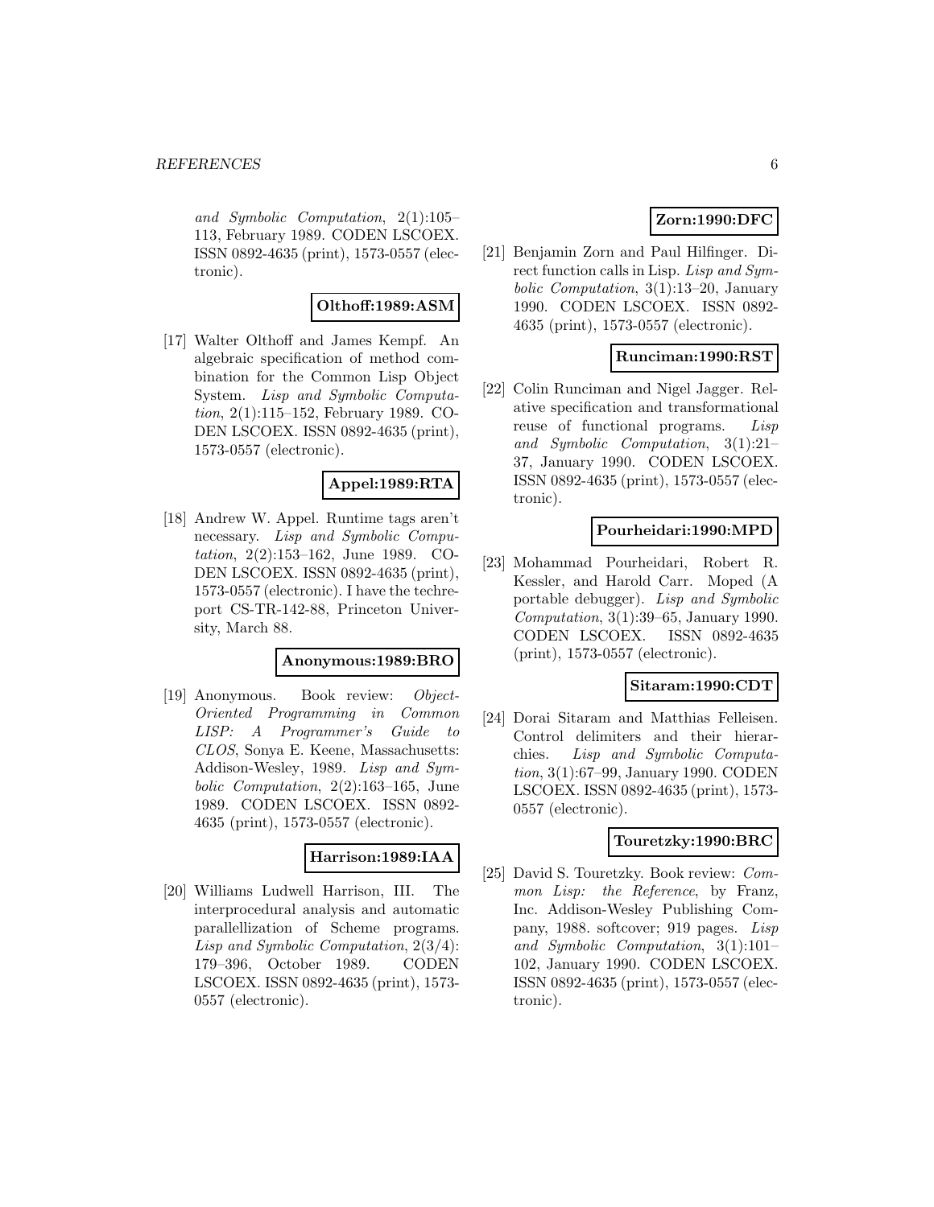*and Symbolic Computation*, 2(1):105–113, February 1989. CODEN LSCOEX. ISSN 0892-4635 (print), 1573-0557 (electronic).

**Olthoff:1989:ASM**

[17] Walter Olthoff and James Kempf. An algebraic specification of method combination for the Common Lisp Object System. *Lisp and Symbolic Computation*, 2(1):115–152, February 1989. CODEN LSCOEX. ISSN 0892-4635 (print), 1573-0557 (electronic).

**Appel:1989:RTA**

[18] Andrew W. Appel. Runtime tags aren't necessary. *Lisp and Symbolic Computation*, 2(2):153–162, June 1989. CODEN LSCOEX. ISSN 0892-4635 (print), 1573-0557 (electronic). I have the techreport CS-TR-142-88, Princeton University, March 88.

**Anonymous:1989:BRO**

[19] Anonymous. Book review: *Object-Oriented Programming in Common LISP: A Programmer's Guide to CLOS*, Sonya E. Keene, Massachusetts: Addison-Wesley, 1989. *Lisp and Symbolic Computation*, 2(2):163–165, June 1989. CODEN LSCOEX. ISSN 0892-4635 (print), 1573-0557 (electronic).

**Harrison:1989:IAA**

[20] Williams Ludwell Harrison, III. The interprocedural analysis and automatic parallellization of Scheme programs. *Lisp and Symbolic Computation*, 2(3/4): 179–396, October 1989. CODEN LSCOEX. ISSN 0892-4635 (print), 1573-0557 (electronic).

**Zorn:1990:DFC**

[21] Benjamin Zorn and Paul Hilfinger. Direct function calls in Lisp. *Lisp and Symbolic Computation*, 3(1):13–20, January 1990. CODEN LSCOEX. ISSN 0892-4635 (print), 1573-0557 (electronic).

**Runciman:1990:RST**

[22] Colin Runciman and Nigel Jagger. Relative specification and transformational reuse of functional programs. *Lisp and Symbolic Computation*, 3(1):21–37, January 1990. CODEN LSCOEX. ISSN 0892-4635 (print), 1573-0557 (electronic).

**Pourheidari:1990:MPD**

[23] Mohammad Pourheidari, Robert R. Kessler, and Harold Carr. Moped (A portable debugger). *Lisp and Symbolic Computation*, 3(1):39–65, January 1990. CODEN LSCOEX. ISSN 0892-4635 (print), 1573-0557 (electronic).

**Sitaram:1990:CDT**

[24] Dorai Sitaram and Matthias Felleisen. Control delimiters and their hierarchies. *Lisp and Symbolic Computation*, 3(1):67–99, January 1990. CODEN LSCOEX. ISSN 0892-4635 (print), 1573-0557 (electronic).

**Touretzky:1990:BRC**

[25] David S. Touretzky. Book review: *Common Lisp: the Reference*, by Franz, Inc. Addison-Wesley Publishing Company, 1988. softcover; 919 pages. *Lisp and Symbolic Computation*, 3(1):101–102, January 1990. CODEN LSCOEX. ISSN 0892-4635 (print), 1573-0557 (electronic).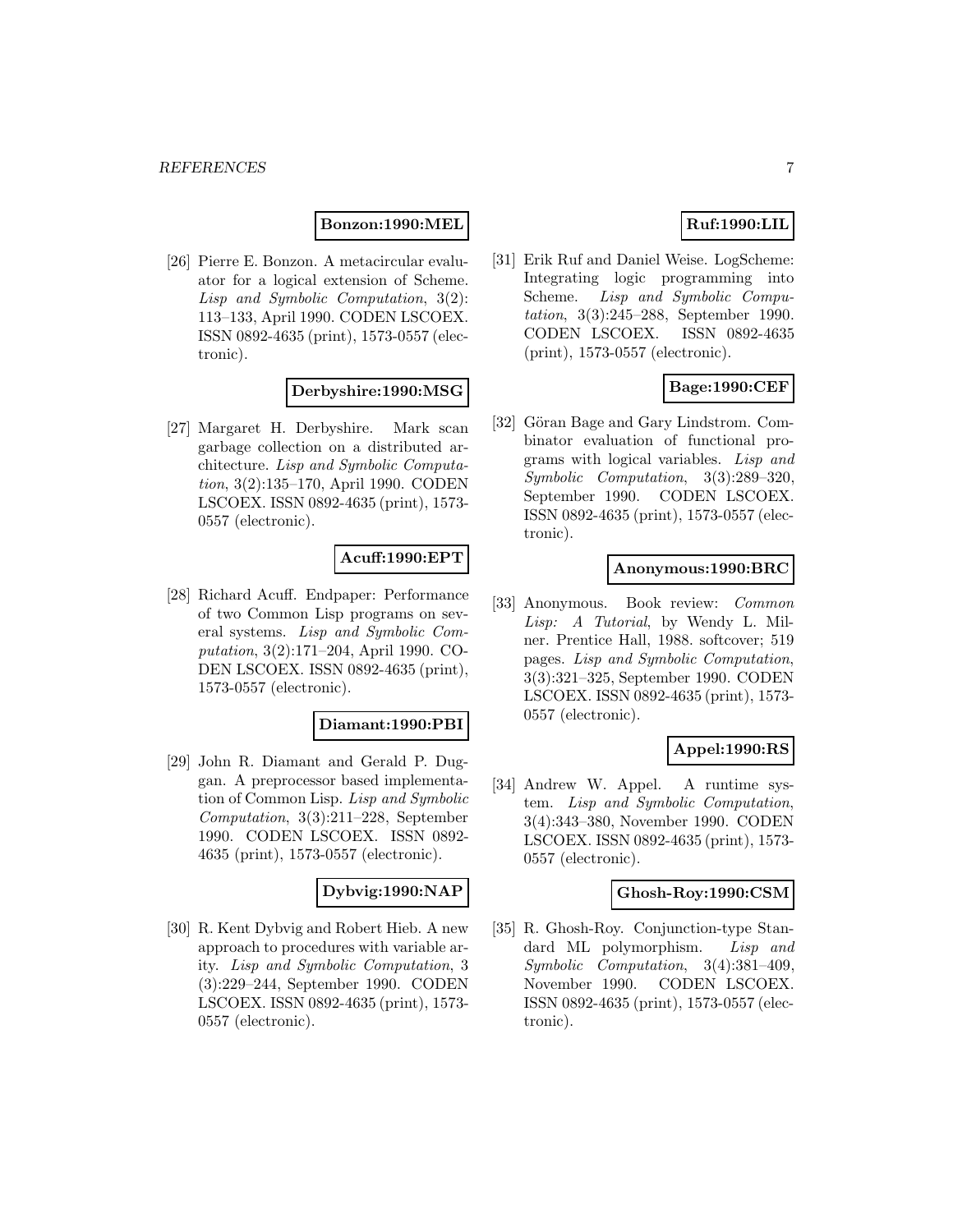**Bonzon:1990:MEL**

[26] Pierre E. Bonzon. A metacircular evaluator for a logical extension of Scheme. *Lisp and Symbolic Computation*, 3(2): 113–133, April 1990. CODEN LSCOEX. ISSN 0892-4635 (print), 1573-0557 (electronic).

**Derbyshire:1990:MSG**

[27] Margaret H. Derbyshire. Mark scan garbage collection on a distributed architecture. *Lisp and Symbolic Computation*, 3(2):135–170, April 1990. CODEN LSCOEX. ISSN 0892-4635 (print), 1573-0557 (electronic).

**Acuff:1990:EPT**

[28] Richard Acuff. Endpaper: Performance of two Common Lisp programs on several systems. *Lisp and Symbolic Computation*, 3(2):171–204, April 1990. CODEN LSCOEX. ISSN 0892-4635 (print), 1573-0557 (electronic).

**Diamant:1990:PBI**

[29] John R. Diamant and Gerald P. Duggan. A preprocessor based implementation of Common Lisp. *Lisp and Symbolic Computation*, 3(3):211–228, September 1990. CODEN LSCOEX. ISSN 0892-4635 (print), 1573-0557 (electronic).

**Dybvig:1990:NAP**

[30] R. Kent Dybvig and Robert Hieb. A new approach to procedures with variable arity. *Lisp and Symbolic Computation*, 3 (3):229–244, September 1990. CODEN LSCOEX. ISSN 0892-4635 (print), 1573-0557 (electronic).

**Ruf:1990:LIL**

[31] Erik Ruf and Daniel Weise. LogScheme: Integrating logic programming into Scheme. *Lisp and Symbolic Computation*, 3(3):245–288, September 1990. CODEN LSCOEX. ISSN 0892-4635 (print), 1573-0557 (electronic).

**Bage:1990:CEF**

[32] Göran Bage and Gary Lindstrom. Combinator evaluation of functional programs with logical variables. *Lisp and Symbolic Computation*, 3(3):289–320, September 1990. CODEN LSCOEX. ISSN 0892-4635 (print), 1573-0557 (electronic).

**Anonymous:1990:BRC**

[33] Anonymous. Book review: *Common Lisp: A Tutorial*, by Wendy L. Milner. Prentice Hall, 1988. softcover; 519 pages. *Lisp and Symbolic Computation*, 3(3):321–325, September 1990. CODEN LSCOEX. ISSN 0892-4635 (print), 1573-0557 (electronic).

**Appel:1990:RS**

[34] Andrew W. Appel. A runtime system. *Lisp and Symbolic Computation*, 3(4):343–380, November 1990. CODEN LSCOEX. ISSN 0892-4635 (print), 1573-0557 (electronic).

**Ghosh-Roy:1990:CSM**

[35] R. Ghosh-Roy. Conjunction-type Standard ML polymorphism. *Lisp and Symbolic Computation*, 3(4):381–409, November 1990. CODEN LSCOEX. ISSN 0892-4635 (print), 1573-0557 (electronic).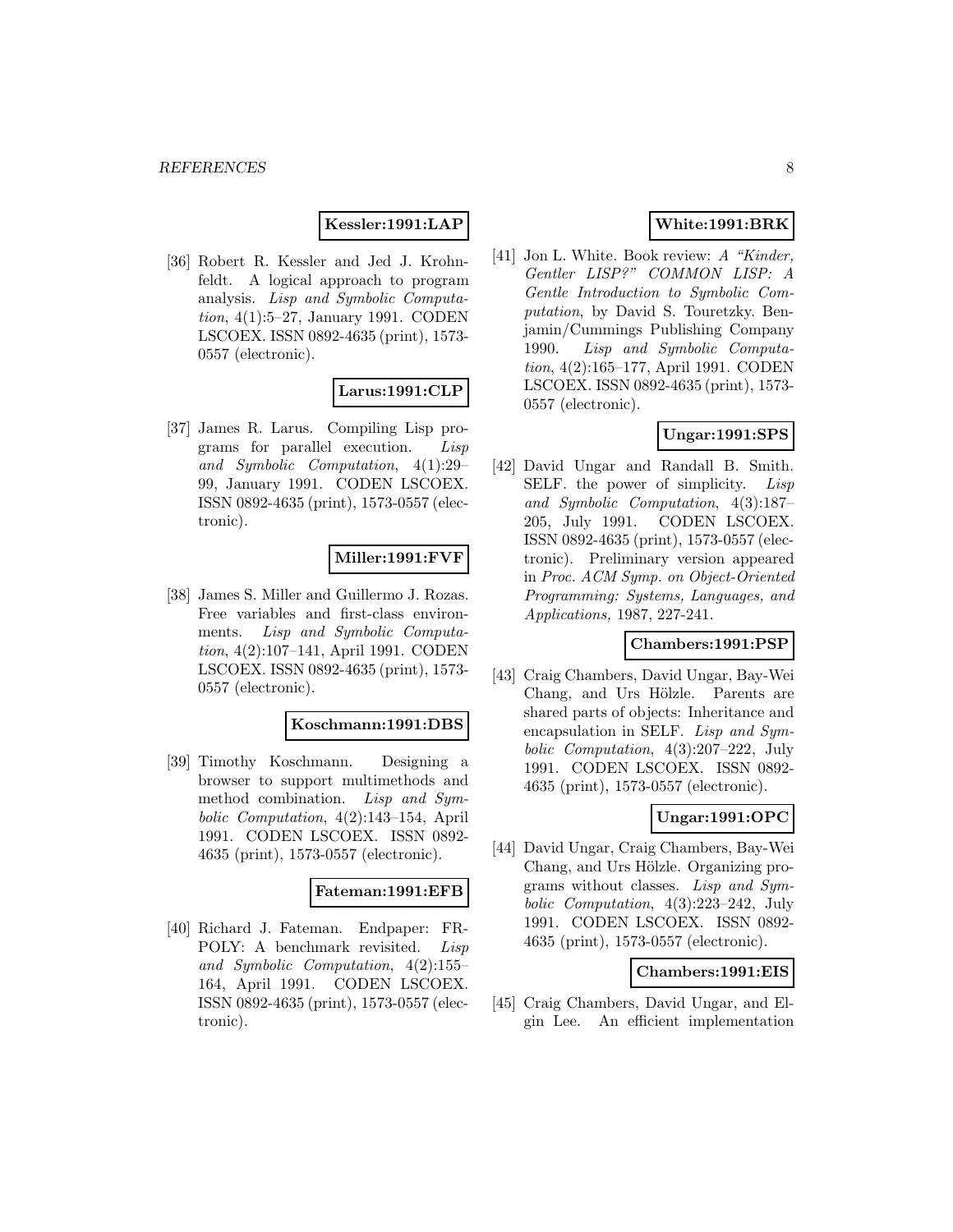**Kessler:1991:LAP**

[36] Robert R. Kessler and Jed J. Krohnfeldt. A logical approach to program analysis. *Lisp and Symbolic Computation*, 4(1):5–27, January 1991. CODEN LSCOEX. ISSN 0892-4635 (print), 1573-0557 (electronic).

**Larus:1991:CLP**

[37] James R. Larus. Compiling Lisp programs for parallel execution. *Lisp and Symbolic Computation*, 4(1):29–99, January 1991. CODEN LSCOEX. ISSN 0892-4635 (print), 1573-0557 (electronic).

**Miller:1991:FVF**

[38] James S. Miller and Guillermo J. Rozas. Free variables and first-class environments. *Lisp and Symbolic Computation*, 4(2):107–141, April 1991. CODEN LSCOEX. ISSN 0892-4635 (print), 1573-0557 (electronic).

**Koschmann:1991:DBS**

[39] Timothy Koschmann. Designing a browser to support multimethods and method combination. *Lisp and Symbolic Computation*, 4(2):143–154, April 1991. CODEN LSCOEX. ISSN 0892-4635 (print), 1573-0557 (electronic).

**Fateman:1991:EFB**

[40] Richard J. Fateman. Endpaper: FRPOLY: A benchmark revisited. *Lisp and Symbolic Computation*, 4(2):155–164, April 1991. CODEN LSCOEX. ISSN 0892-4635 (print), 1573-0557 (electronic).

**White:1991:BRK**

[41] Jon L. White. Book review: *A "Kinder, Gentler LISP?" COMMON LISP: A Gentle Introduction to Symbolic Computation*, by David S. Touretzky. Benjamin/Cummings Publishing Company 1990. *Lisp and Symbolic Computation*, 4(2):165–177, April 1991. CODEN LSCOEX. ISSN 0892-4635 (print), 1573-0557 (electronic).

**Ungar:1991:SPS**

[42] David Ungar and Randall B. Smith. SELF. the power of simplicity. *Lisp and Symbolic Computation*, 4(3):187–205, July 1991. CODEN LSCOEX. ISSN 0892-4635 (print), 1573-0557 (electronic). Preliminary version appeared in *Proc. ACM Symp. on Object-Oriented Programming: Systems, Languages, and Applications*, 1987, 227-241.

**Chambers:1991:PSP**

[43] Craig Chambers, David Ungar, Bay-Wei Chang, and Urs Hölzle. Parents are shared parts of objects: Inheritance and encapsulation in SELF. *Lisp and Symbolic Computation*, 4(3):207–222, July 1991. CODEN LSCOEX. ISSN 0892-4635 (print), 1573-0557 (electronic).

**Ungar:1991:OPC**

[44] David Ungar, Craig Chambers, Bay-Wei Chang, and Urs Hölzle. Organizing programs without classes. *Lisp and Symbolic Computation*, 4(3):223–242, July 1991. CODEN LSCOEX. ISSN 0892-4635 (print), 1573-0557 (electronic).

**Chambers:1991:EIS**

[45] Craig Chambers, David Ungar, and Elgin Lee. An efficient implementation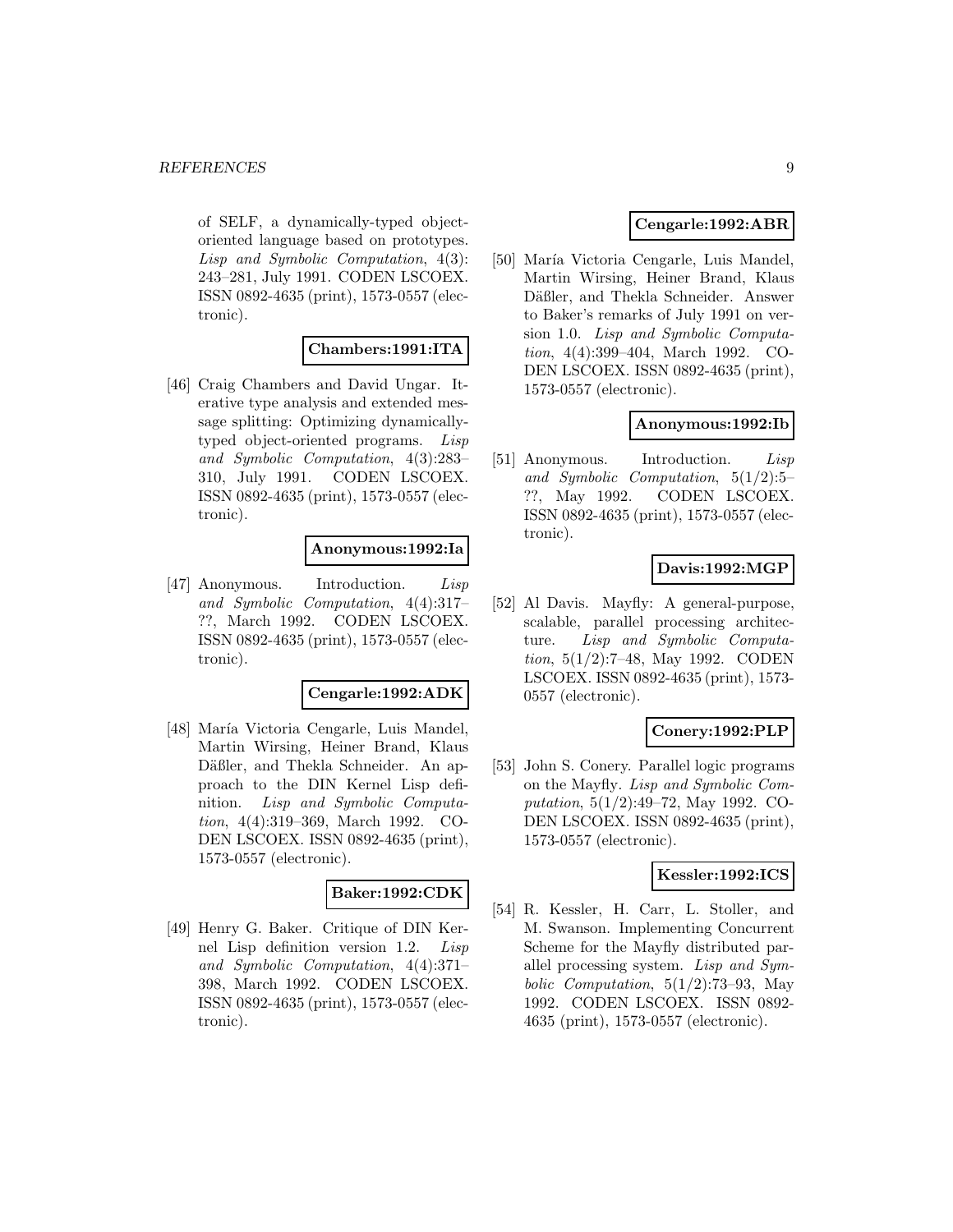of SELF, a dynamically-typed object-oriented language based on prototypes. *Lisp and Symbolic Computation*, 4(3): 243–281, July 1991. CODEN LSCOEX. ISSN 0892-4635 (print), 1573-0557 (electronic).

**Chambers:1991:ITA**

[46] Craig Chambers and David Ungar. Iterative type analysis and extended message splitting: Optimizing dynamically-typed object-oriented programs. *Lisp and Symbolic Computation*, 4(3):283–310, July 1991. CODEN LSCOEX. ISSN 0892-4635 (print), 1573-0557 (electronic).

**Anonymous:1992:Ia**

[47] Anonymous. Introduction. *Lisp and Symbolic Computation*, 4(4):317–??, March 1992. CODEN LSCOEX. ISSN 0892-4635 (print), 1573-0557 (electronic).

**Cengarle:1992:ADK**

[48] María Victoria Cengarle, Luis Mandel, Martin Wirsing, Heiner Brand, Klaus Däßler, and Thekla Schneider. An approach to the DIN Kernel Lisp definition. *Lisp and Symbolic Computation*, 4(4):319–369, March 1992. CODEN LSCOEX. ISSN 0892-4635 (print), 1573-0557 (electronic).

**Baker:1992:CDK**

[49] Henry G. Baker. Critique of DIN Kernel Lisp definition version 1.2. *Lisp and Symbolic Computation*, 4(4):371–398, March 1992. CODEN LSCOEX. ISSN 0892-4635 (print), 1573-0557 (electronic).

**Cengarle:1992:ABR**

[50] María Victoria Cengarle, Luis Mandel, Martin Wirsing, Heiner Brand, Klaus Däßler, and Thekla Schneider. Answer to Baker's remarks of July 1991 on version 1.0. *Lisp and Symbolic Computation*, 4(4):399–404, March 1992. CODEN LSCOEX. ISSN 0892-4635 (print), 1573-0557 (electronic).

**Anonymous:1992:Ib**

[51] Anonymous. Introduction. *Lisp and Symbolic Computation*, 5(1/2):5–??, May 1992. CODEN LSCOEX. ISSN 0892-4635 (print), 1573-0557 (electronic).

**Davis:1992:MGP**

[52] Al Davis. Mayfly: A general-purpose, scalable, parallel processing architecture. *Lisp and Symbolic Computation*, 5(1/2):7–48, May 1992. CODEN LSCOEX. ISSN 0892-4635 (print), 1573-0557 (electronic).

**Conery:1992:PLP**

[53] John S. Conery. Parallel logic programs on the Mayfly. *Lisp and Symbolic Computation*, 5(1/2):49–72, May 1992. CODEN LSCOEX. ISSN 0892-4635 (print), 1573-0557 (electronic).

**Kessler:1992:ICS**

[54] R. Kessler, H. Carr, L. Stoller, and M. Swanson. Implementing Concurrent Scheme for the Mayfly distributed parallel processing system. *Lisp and Symbolic Computation*, 5(1/2):73–93, May 1992. CODEN LSCOEX. ISSN 0892-4635 (print), 1573-0557 (electronic).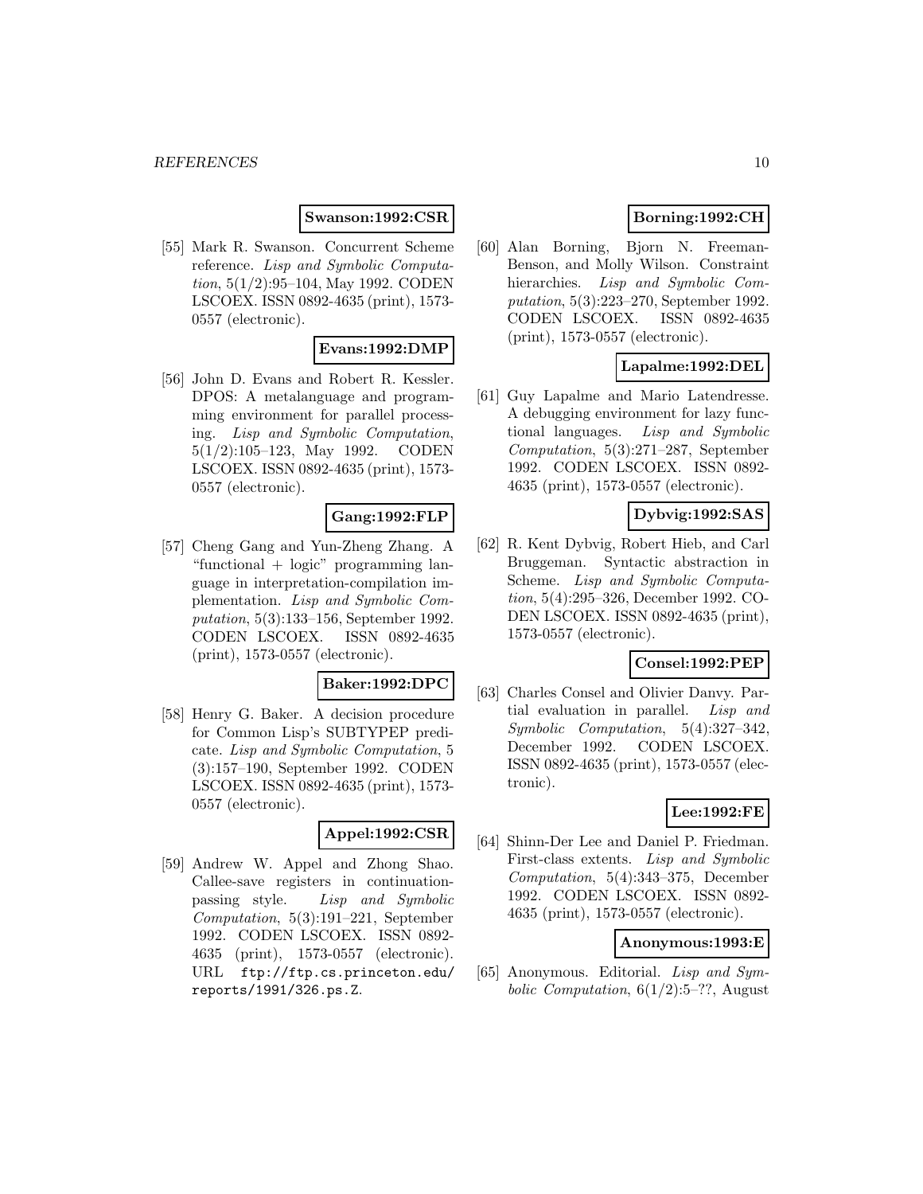**Swanson:1992:CSR**

[55] Mark R. Swanson. Concurrent Scheme reference. *Lisp and Symbolic Computation*, 5(1/2):95–104, May 1992. CODEN LSCOEX. ISSN 0892-4635 (print), 1573-0557 (electronic).

**Evans:1992:DMP**

[56] John D. Evans and Robert R. Kessler. DPOS: A metalanguage and programming environment for parallel processing. *Lisp and Symbolic Computation*, 5(1/2):105–123, May 1992. CODEN LSCOEX. ISSN 0892-4635 (print), 1573-0557 (electronic).

**Gang:1992:FLP**

[57] Cheng Gang and Yun-Zheng Zhang. A "functional + logic" programming language in interpretation-compilation implementation. *Lisp and Symbolic Computation*, 5(3):133–156, September 1992. CODEN LSCOEX. ISSN 0892-4635 (print), 1573-0557 (electronic).

**Baker:1992:DPC**

[58] Henry G. Baker. A decision procedure for Common Lisp's SUBTYPEP predicate. *Lisp and Symbolic Computation*, 5 (3):157–190, September 1992. CODEN LSCOEX. ISSN 0892-4635 (print), 1573-0557 (electronic).

**Appel:1992:CSR**

[59] Andrew W. Appel and Zhong Shao. Callee-save registers in continuation-passing style. *Lisp and Symbolic Computation*, 5(3):191–221, September 1992. CODEN LSCOEX. ISSN 0892-4635 (print), 1573-0557 (electronic). URL `ftp://ftp.cs.princeton.edu/reports/1991/326.ps.Z`.

**Borning:1992:CH**

[60] Alan Borning, Bjorn N. Freeman-Benson, and Molly Wilson. Constraint hierarchies. *Lisp and Symbolic Computation*, 5(3):223–270, September 1992. CODEN LSCOEX. ISSN 0892-4635 (print), 1573-0557 (electronic).

**Lapalme:1992:DEL**

[61] Guy Lapalme and Mario Latendresse. A debugging environment for lazy functional languages. *Lisp and Symbolic Computation*, 5(3):271–287, September 1992. CODEN LSCOEX. ISSN 0892-4635 (print), 1573-0557 (electronic).

**Dybvig:1992:SAS**

[62] R. Kent Dybvig, Robert Hieb, and Carl Bruggeman. Syntactic abstraction in Scheme. *Lisp and Symbolic Computation*, 5(4):295–326, December 1992. CODEN LSCOEX. ISSN 0892-4635 (print), 1573-0557 (electronic).

**Consel:1992:PEP**

[63] Charles Consel and Olivier Danvy. Partial evaluation in parallel. *Lisp and Symbolic Computation*, 5(4):327–342, December 1992. CODEN LSCOEX. ISSN 0892-4635 (print), 1573-0557 (electronic).

**Lee:1992:FE**

[64] Shinn-Der Lee and Daniel P. Friedman. First-class extents. *Lisp and Symbolic Computation*, 5(4):343–375, December 1992. CODEN LSCOEX. ISSN 0892-4635 (print), 1573-0557 (electronic).

**Anonymous:1993:E**

[65] Anonymous. Editorial. *Lisp and Symbolic Computation*, 6(1/2):5–??, August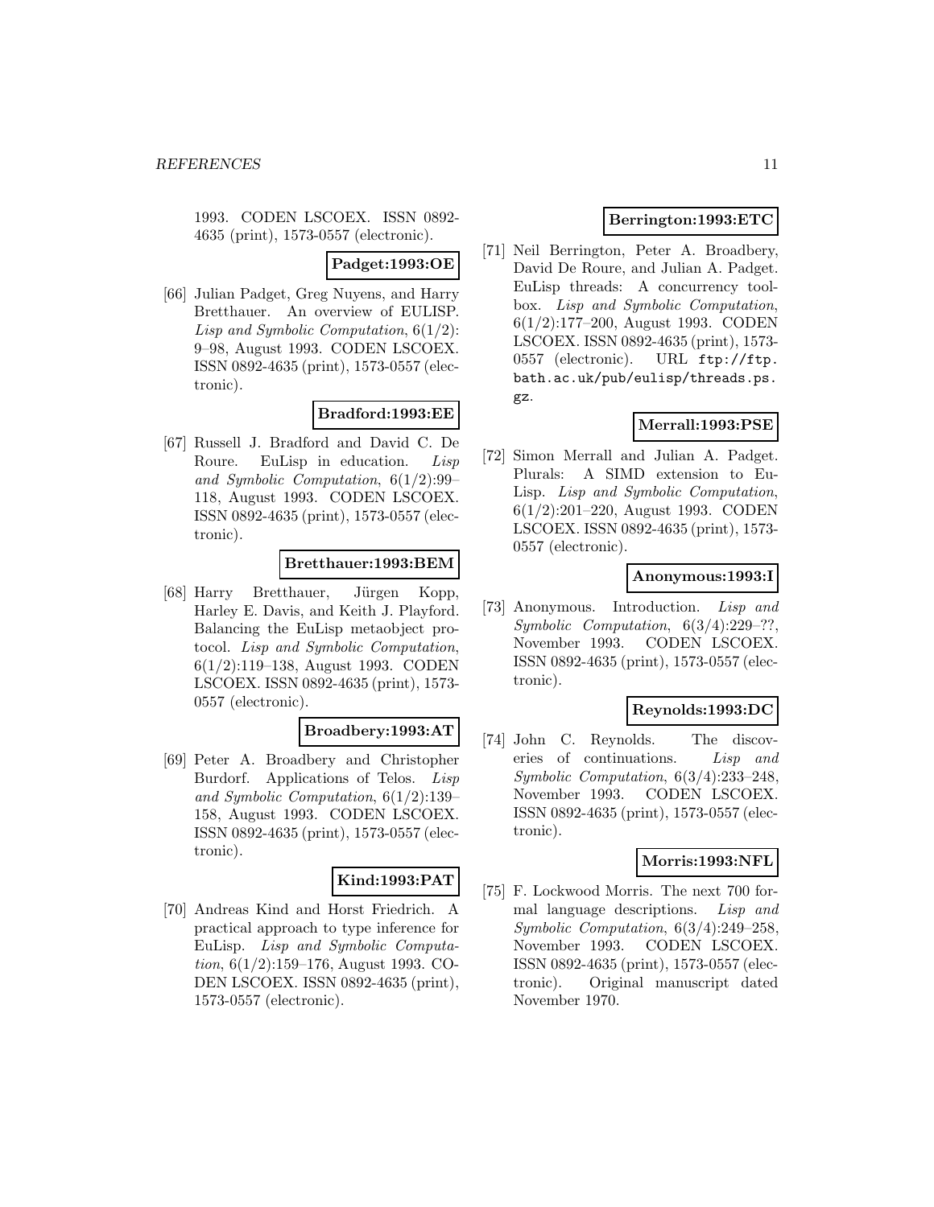1993. CODEN LSCOEX. ISSN 0892-4635 (print), 1573-0557 (electronic).

**Padget:1993:OE**

[66] Julian Padget, Greg Nuyens, and Harry Bretthauer. An overview of EULISP. *Lisp and Symbolic Computation*, 6(1/2): 9–98, August 1993. CODEN LSCOEX. ISSN 0892-4635 (print), 1573-0557 (electronic).

**Bradford:1993:EE**

[67] Russell J. Bradford and David C. De Roure. EuLisp in education. *Lisp and Symbolic Computation*, 6(1/2):99–118, August 1993. CODEN LSCOEX. ISSN 0892-4635 (print), 1573-0557 (electronic).

**Bretthauer:1993:BEM**

[68] Harry Bretthauer, Jürgen Kopp, Harley E. Davis, and Keith J. Playford. Balancing the EuLisp metaobject protocol. *Lisp and Symbolic Computation*, 6(1/2):119–138, August 1993. CODEN LSCOEX. ISSN 0892-4635 (print), 1573-0557 (electronic).

**Broadbery:1993:AT**

[69] Peter A. Broadbery and Christopher Burdorf. Applications of Telos. *Lisp and Symbolic Computation*, 6(1/2):139–158, August 1993. CODEN LSCOEX. ISSN 0892-4635 (print), 1573-0557 (electronic).

**Kind:1993:PAT**

[70] Andreas Kind and Horst Friedrich. A practical approach to type inference for EuLisp. *Lisp and Symbolic Computation*, 6(1/2):159–176, August 1993. CODEN LSCOEX. ISSN 0892-4635 (print), 1573-0557 (electronic).

**Berrington:1993:ETC**

[71] Neil Berrington, Peter A. Broadbery, David De Roure, and Julian A. Padget. EuLisp threads: A concurrency toolbox. *Lisp and Symbolic Computation*, 6(1/2):177–200, August 1993. CODEN LSCOEX. ISSN 0892-4635 (print), 1573-0557 (electronic). URL ftp://ftp.bath.ac.uk/pub/eulisp/threads.ps.gz.

**Merrall:1993:PSE**

[72] Simon Merrall and Julian A. Padget. Plurals: A SIMD extension to EuLisp. *Lisp and Symbolic Computation*, 6(1/2):201–220, August 1993. CODEN LSCOEX. ISSN 0892-4635 (print), 1573-0557 (electronic).

**Anonymous:1993:I**

[73] Anonymous. Introduction. *Lisp and Symbolic Computation*, 6(3/4):229–??, November 1993. CODEN LSCOEX. ISSN 0892-4635 (print), 1573-0557 (electronic).

**Reynolds:1993:DC**

[74] John C. Reynolds. The discoveries of continuations. *Lisp and Symbolic Computation*, 6(3/4):233–248, November 1993. CODEN LSCOEX. ISSN 0892-4635 (print), 1573-0557 (electronic).

**Morris:1993:NFL**

[75] F. Lockwood Morris. The next 700 formal language descriptions. *Lisp and Symbolic Computation*, 6(3/4):249–258, November 1993. CODEN LSCOEX. ISSN 0892-4635 (print), 1573-0557 (electronic). Original manuscript dated November 1970.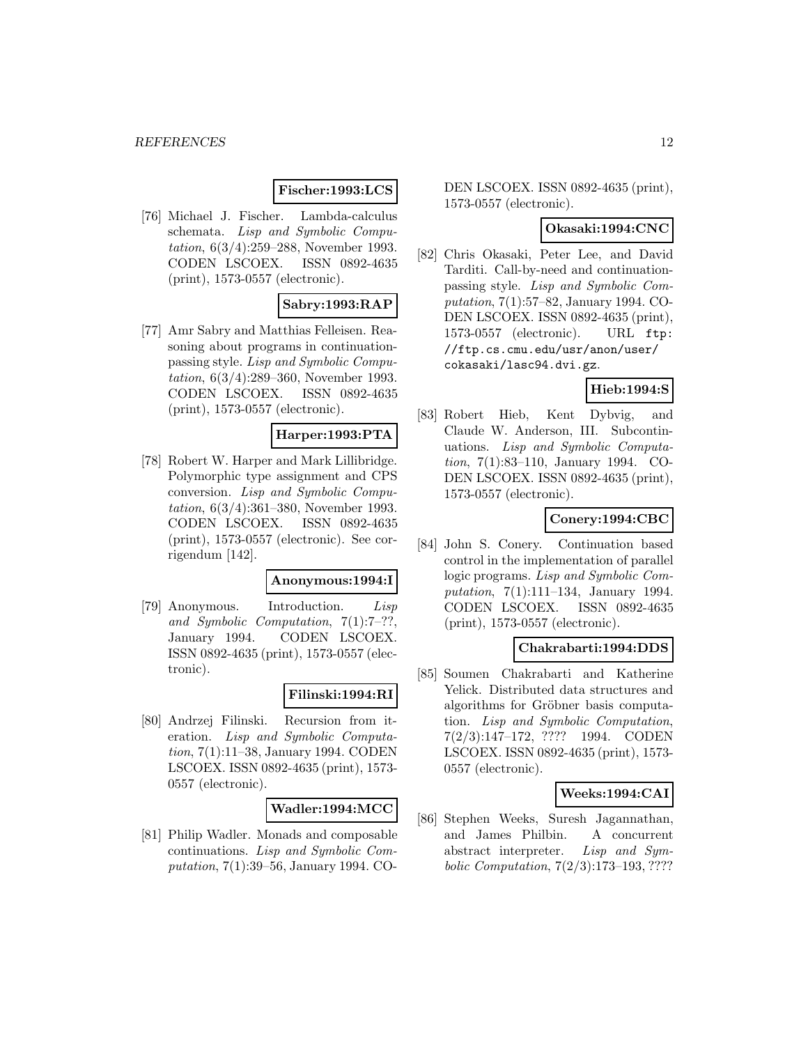**Fischer:1993:LCS**

[76] Michael J. Fischer. Lambda-calculus schemata. *Lisp and Symbolic Computation*, 6(3/4):259–288, November 1993. CODEN LSCOEX. ISSN 0892-4635 (print), 1573-0557 (electronic).

**Sabry:1993:RAP**

[77] Amr Sabry and Matthias Felleisen. Reasoning about programs in continuation-passing style. *Lisp and Symbolic Computation*, 6(3/4):289–360, November 1993. CODEN LSCOEX. ISSN 0892-4635 (print), 1573-0557 (electronic).

**Harper:1993:PTA**

[78] Robert W. Harper and Mark Lillibridge. Polymorphic type assignment and CPS conversion. *Lisp and Symbolic Computation*, 6(3/4):361–380, November 1993. CODEN LSCOEX. ISSN 0892-4635 (print), 1573-0557 (electronic). See corrigendum [142].

**Anonymous:1994:I**

[79] Anonymous. Introduction. *Lisp and Symbolic Computation*, 7(1):7–??, January 1994. CODEN LSCOEX. ISSN 0892-4635 (print), 1573-0557 (electronic).

**Filinski:1994:RI**

[80] Andrzej Filinski. Recursion from iteration. *Lisp and Symbolic Computation*, 7(1):11–38, January 1994. CODEN LSCOEX. ISSN 0892-4635 (print), 1573-0557 (electronic).

**Wadler:1994:MCC**

[81] Philip Wadler. Monads and composable continuations. *Lisp and Symbolic Computation*, 7(1):39–56, January 1994. CODEN LSCOEX. ISSN 0892-4635 (print), 1573-0557 (electronic).

**Okasaki:1994:CNC**

[82] Chris Okasaki, Peter Lee, and David Tarditi. Call-by-need and continuation-passing style. *Lisp and Symbolic Computation*, 7(1):57–82, January 1994. CODEN LSCOEX. ISSN 0892-4635 (print), 1573-0557 (electronic). URL `ftp://ftp.cs.cmu.edu/usr/anon/user/cokasaki/lasc94.dvi.gz`.

**Hieb:1994:S**

[83] Robert Hieb, Kent Dybvig, and Claude W. Anderson, III. Subcontinuations. *Lisp and Symbolic Computation*, 7(1):83–110, January 1994. CODEN LSCOEX. ISSN 0892-4635 (print), 1573-0557 (electronic).

**Conery:1994:CBC**

[84] John S. Conery. Continuation based control in the implementation of parallel logic programs. *Lisp and Symbolic Computation*, 7(1):111–134, January 1994. CODEN LSCOEX. ISSN 0892-4635 (print), 1573-0557 (electronic).

**Chakrabarti:1994:DDS**

[85] Soumen Chakrabarti and Katherine Yelick. Distributed data structures and algorithms for Gröbner basis computation. *Lisp and Symbolic Computation*, 7(2/3):147–172, ???? 1994. CODEN LSCOEX. ISSN 0892-4635 (print), 1573-0557 (electronic).

**Weeks:1994:CAI**

[86] Stephen Weeks, Suresh Jagannathan, and James Philbin. A concurrent abstract interpreter. *Lisp and Symbolic Computation*, 7(2/3):173–193, ????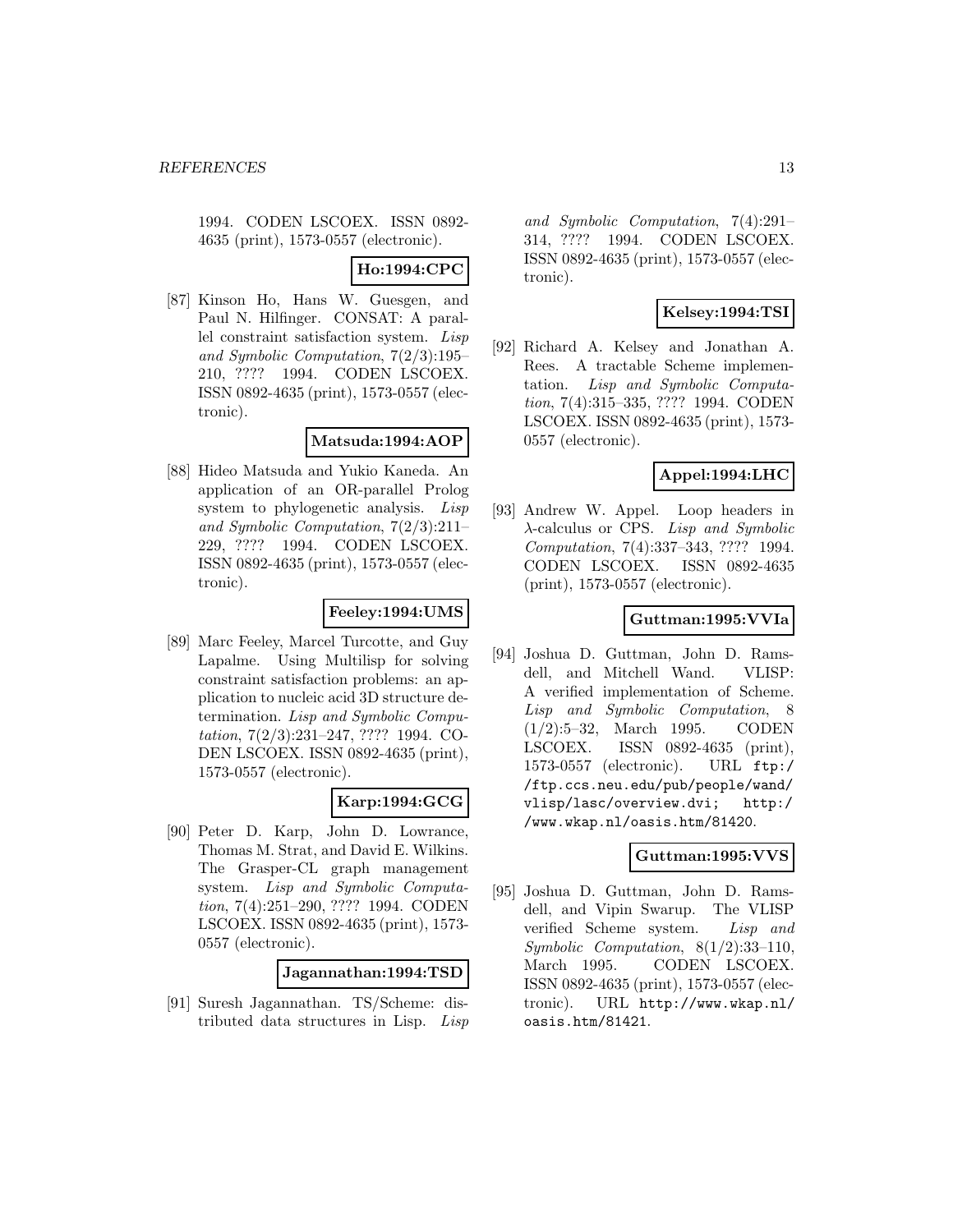1994. CODEN LSCOEX. ISSN 0892-4635 (print), 1573-0557 (electronic).

**Ho:1994:CPC**

[87] Kinson Ho, Hans W. Guesgen, and Paul N. Hilfinger. CONSAT: A parallel constraint satisfaction system. *Lisp and Symbolic Computation*, 7(2/3):195–210, ???? 1994. CODEN LSCOEX. ISSN 0892-4635 (print), 1573-0557 (electronic).

**Matsuda:1994:AOP**

[88] Hideo Matsuda and Yukio Kaneda. An application of an OR-parallel Prolog system to phylogenetic analysis. *Lisp and Symbolic Computation*, 7(2/3):211–229, ???? 1994. CODEN LSCOEX. ISSN 0892-4635 (print), 1573-0557 (electronic).

**Feeley:1994:UMS**

[89] Marc Feeley, Marcel Turcotte, and Guy Lapalme. Using Multilisp for solving constraint satisfaction problems: an application to nucleic acid 3D structure determination. *Lisp and Symbolic Computation*, 7(2/3):231–247, ???? 1994. CODEN LSCOEX. ISSN 0892-4635 (print), 1573-0557 (electronic).

**Karp:1994:GCG**

[90] Peter D. Karp, John D. Lowrance, Thomas M. Strat, and David E. Wilkins. The Grasper-CL graph management system. *Lisp and Symbolic Computation*, 7(4):251–290, ???? 1994. CODEN LSCOEX. ISSN 0892-4635 (print), 1573-0557 (electronic).

**Jagannathan:1994:TSD**

[91] Suresh Jagannathan. TS/Scheme: distributed data structures in Lisp. *Lisp and Symbolic Computation*, 7(4):291–314, ???? 1994. CODEN LSCOEX. ISSN 0892-4635 (print), 1573-0557 (electronic).

**Kelsey:1994:TSI**

[92] Richard A. Kelsey and Jonathan A. Rees. A tractable Scheme implementation. *Lisp and Symbolic Computation*, 7(4):315–335, ???? 1994. CODEN LSCOEX. ISSN 0892-4635 (print), 1573-0557 (electronic).

**Appel:1994:LHC**

[93] Andrew W. Appel. Loop headers in $\lambda$-calculus or CPS. *Lisp and Symbolic Computation*, 7(4):337–343, ???? 1994. CODEN LSCOEX. ISSN 0892-4635 (print), 1573-0557 (electronic).

**Guttman:1995:VVIa**

[94] Joshua D. Guttman, John D. Ramsdell, and Mitchell Wand. VLISP: A verified implementation of Scheme. *Lisp and Symbolic Computation*, 8 (1/2):5–32, March 1995. CODEN LSCOEX. ISSN 0892-4635 (print), 1573-0557 (electronic). URL ftp://ftp.ccs.neu.edu/pub/people/wand/vlisp/lasc/overview.dvi; http://www.wkap.nl/oasis.htm/81420.

**Guttman:1995:VVS**

[95] Joshua D. Guttman, John D. Ramsdell, and Vipin Swarup. The VLISP verified Scheme system. *Lisp and Symbolic Computation*, 8(1/2):33–110, March 1995. CODEN LSCOEX. ISSN 0892-4635 (print), 1573-0557 (electronic). URL http://www.wkap.nl/oasis.htm/81421.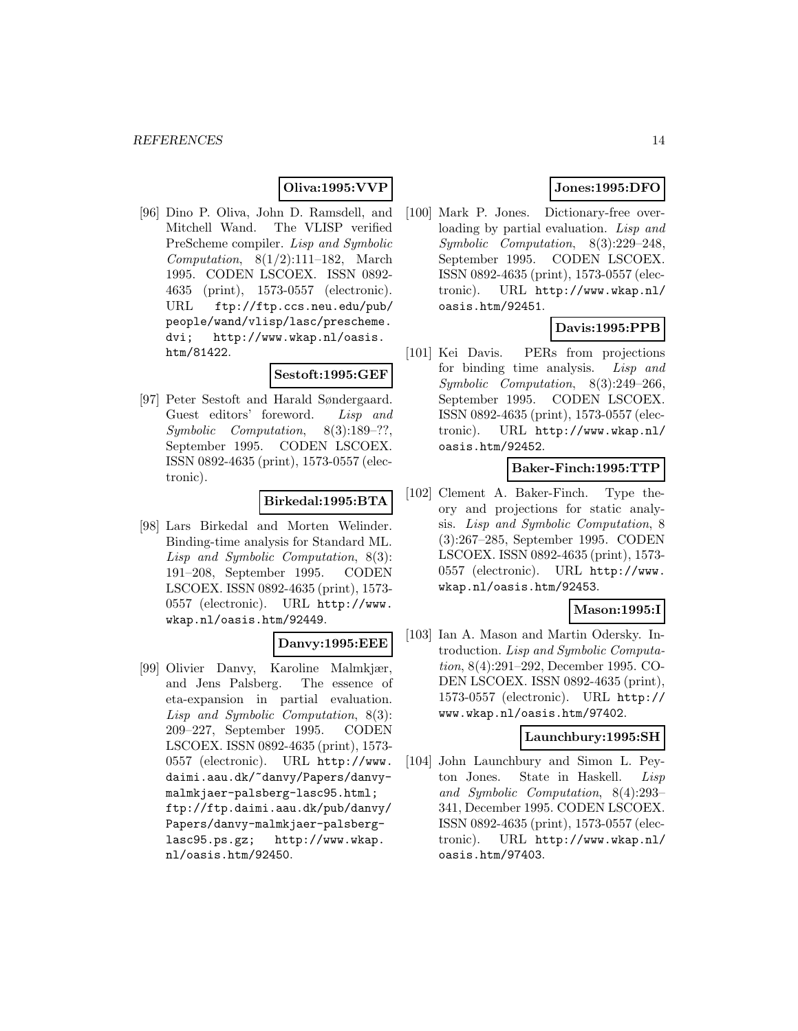**Oliva:1995:VVP**

[96] Dino P. Oliva, John D. Ramsdell, and Mitchell Wand. The VLISP verified PreScheme compiler. *Lisp and Symbolic Computation*, 8(1/2):111–182, March 1995. CODEN LSCOEX. ISSN 0892-4635 (print), 1573-0557 (electronic). URL ftp://ftp.ccs.neu.edu/pub/people/wand/vlisp/lasc/prescheme.dvi; http://www.wkap.nl/oasis.htm/81422.

**Sestoft:1995:GEF**

[97] Peter Sestoft and Harald Søndergaard. Guest editors' foreword. *Lisp and Symbolic Computation*, 8(3):189–??, September 1995. CODEN LSCOEX. ISSN 0892-4635 (print), 1573-0557 (electronic).

**Birkedal:1995:BTA**

[98] Lars Birkedal and Morten Welinder. Binding-time analysis for Standard ML. *Lisp and Symbolic Computation*, 8(3):191–208, September 1995. CODEN LSCOEX. ISSN 0892-4635 (print), 1573-0557 (electronic). URL http://www.wkap.nl/oasis.htm/92449.

**Danvy:1995:EEE**

[99] Olivier Danvy, Karoline Malmkjær, and Jens Palsberg. The essence of eta-expansion in partial evaluation. *Lisp and Symbolic Computation*, 8(3):209–227, September 1995. CODEN LSCOEX. ISSN 0892-4635 (print), 1573-0557 (electronic). URL http://www.daimi.aau.dk/~danvy/Papers/danvy-malmkjaer-palsberg-lasc95.html; ftp://ftp.daimi.aau.dk/pub/danvy/Papers/danvy-malmkjaer-palsberg-lasc95.ps.gz; http://www.wkap.nl/oasis.htm/92450.

**Jones:1995:DFO**

[100] Mark P. Jones. Dictionary-free overloading by partial evaluation. *Lisp and Symbolic Computation*, 8(3):229–248, September 1995. CODEN LSCOEX. ISSN 0892-4635 (print), 1573-0557 (electronic). URL http://www.wkap.nl/oasis.htm/92451.

**Davis:1995:PPB**

[101] Kei Davis. PERs from projections for binding time analysis. *Lisp and Symbolic Computation*, 8(3):249–266, September 1995. CODEN LSCOEX. ISSN 0892-4635 (print), 1573-0557 (electronic). URL http://www.wkap.nl/oasis.htm/92452.

**Baker-Finch:1995:TTP**

[102] Clement A. Baker-Finch. Type theory and projections for static analysis. *Lisp and Symbolic Computation*, 8(3):267–285, September 1995. CODEN LSCOEX. ISSN 0892-4635 (print), 1573-0557 (electronic). URL http://www.wkap.nl/oasis.htm/92453.

**Mason:1995:I**

[103] Ian A. Mason and Martin Odersky. Introduction. *Lisp and Symbolic Computation*, 8(4):291–292, December 1995. CODEN LSCOEX. ISSN 0892-4635 (print), 1573-0557 (electronic). URL http://www.wkap.nl/oasis.htm/97402.

**Launchbury:1995:SH**

[104] John Launchbury and Simon L. Peyton Jones. State in Haskell. *Lisp and Symbolic Computation*, 8(4):293–341, December 1995. CODEN LSCOEX. ISSN 0892-4635 (print), 1573-0557 (electronic). URL http://www.wkap.nl/oasis.htm/97403.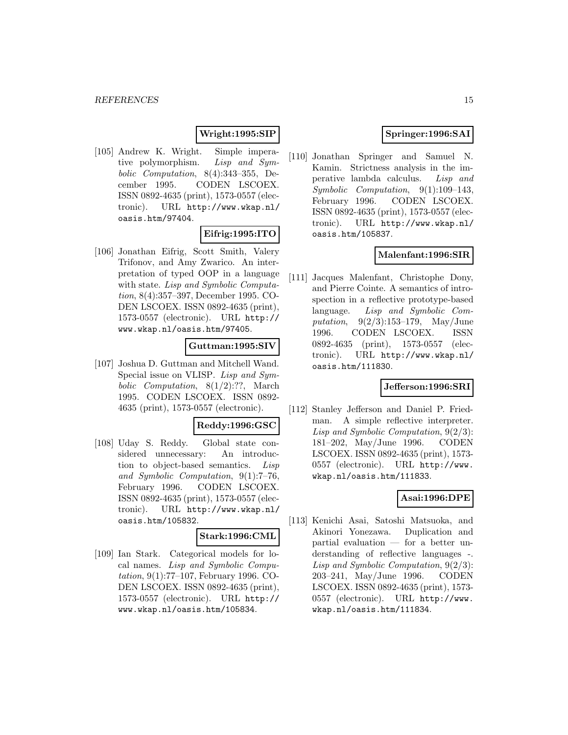**Wright:1995:SIP**

[105] Andrew K. Wright. Simple imperative polymorphism. *Lisp and Symbolic Computation*, 8(4):343–355, December 1995. CODEN LSCOEX. ISSN 0892-4635 (print), 1573-0557 (electronic). URL http://www.wkap.nl/oasis.htm/97404.

**Eifrig:1995:ITO**

[106] Jonathan Eifrig, Scott Smith, Valery Trifonov, and Amy Zwarico. An interpretation of typed OOP in a language with state. *Lisp and Symbolic Computation*, 8(4):357–397, December 1995. CODEN LSCOEX. ISSN 0892-4635 (print), 1573-0557 (electronic). URL http://www.wkap.nl/oasis.htm/97405.

**Guttman:1995:SIV**

[107] Joshua D. Guttman and Mitchell Wand. Special issue on VLISP. *Lisp and Symbolic Computation*, 8(1/2):??, March 1995. CODEN LSCOEX. ISSN 0892-4635 (print), 1573-0557 (electronic).

**Reddy:1996:GSC**

[108] Uday S. Reddy. Global state considered unnecessary: An introduction to object-based semantics. *Lisp and Symbolic Computation*, 9(1):7–76, February 1996. CODEN LSCOEX. ISSN 0892-4635 (print), 1573-0557 (electronic). URL http://www.wkap.nl/oasis.htm/105832.

**Stark:1996:CML**

[109] Ian Stark. Categorical models for local names. *Lisp and Symbolic Computation*, 9(1):77–107, February 1996. CODEN LSCOEX. ISSN 0892-4635 (print), 1573-0557 (electronic). URL http://www.wkap.nl/oasis.htm/105834.

**Springer:1996:SAI**

[110] Jonathan Springer and Samuel N. Kamin. Strictness analysis in the imperative lambda calculus. *Lisp and Symbolic Computation*, 9(1):109–143, February 1996. CODEN LSCOEX. ISSN 0892-4635 (print), 1573-0557 (electronic). URL http://www.wkap.nl/oasis.htm/105837.

**Malenfant:1996:SIR**

[111] Jacques Malenfant, Christophe Dony, and Pierre Cointe. A semantics of introspection in a reflective prototype-based language. *Lisp and Symbolic Computation*, 9(2/3):153–179, May/June 1996. CODEN LSCOEX. ISSN 0892-4635 (print), 1573-0557 (electronic). URL http://www.wkap.nl/oasis.htm/111830.

**Jefferson:1996:SRI**

[112] Stanley Jefferson and Daniel P. Friedman. A simple reflective interpreter. *Lisp and Symbolic Computation*, 9(2/3):181–202, May/June 1996. CODEN LSCOEX. ISSN 0892-4635 (print), 1573-0557 (electronic). URL http://www.wkap.nl/oasis.htm/111833.

**Asai:1996:DPE**

[113] Kenichi Asai, Satoshi Matsuoka, and Akinori Yonezawa. Duplication and partial evaluation — for a better understanding of reflective languages -. *Lisp and Symbolic Computation*, 9(2/3):203–241, May/June 1996. CODEN LSCOEX. ISSN 0892-4635 (print), 1573-0557 (electronic). URL http://www.wkap.nl/oasis.htm/111834.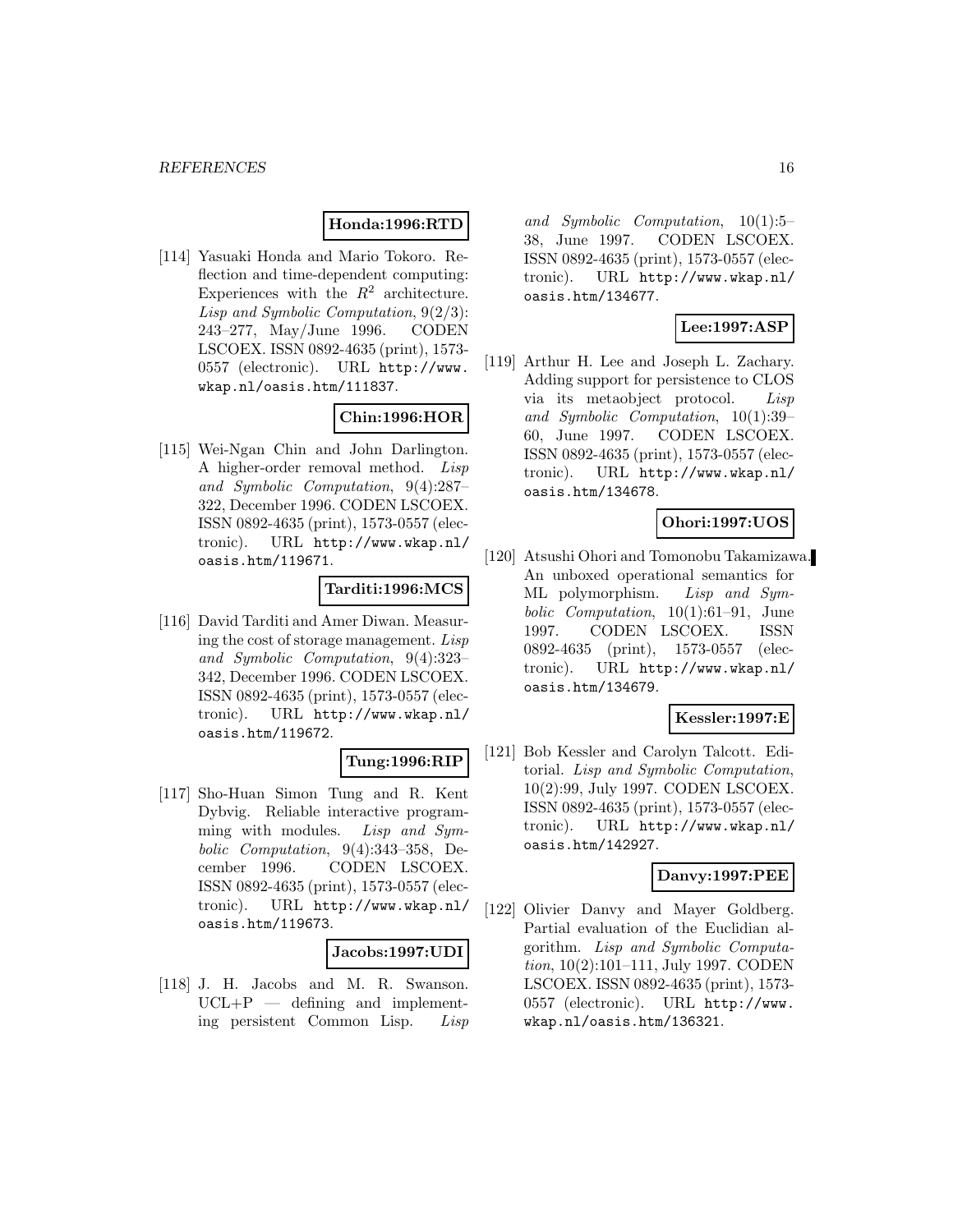**Honda:1996:RTD**

[114] Yasuaki Honda and Mario Tokoro. Reflection and time-dependent computing: Experiences with the $R^2$ architecture. *Lisp and Symbolic Computation*, 9(2/3): 243–277, May/June 1996. CODEN LSCOEX. ISSN 0892-4635 (print), 1573-0557 (electronic). URL http://www.wkap.nl/oasis.htm/111837.

**Chin:1996:HOR**

[115] Wei-Ngan Chin and John Darlington. A higher-order removal method. *Lisp and Symbolic Computation*, 9(4):287–322, December 1996. CODEN LSCOEX. ISSN 0892-4635 (print), 1573-0557 (electronic). URL http://www.wkap.nl/oasis.htm/119671.

**Tarditi:1996:MCS**

[116] David Tarditi and Amer Diwan. Measuring the cost of storage management. *Lisp and Symbolic Computation*, 9(4):323–342, December 1996. CODEN LSCOEX. ISSN 0892-4635 (print), 1573-0557 (electronic). URL http://www.wkap.nl/oasis.htm/119672.

**Tung:1996:RIP**

[117] Sho-Huan Simon Tung and R. Kent Dybvig. Reliable interactive programming with modules. *Lisp and Symbolic Computation*, 9(4):343–358, December 1996. CODEN LSCOEX. ISSN 0892-4635 (print), 1573-0557 (electronic). URL http://www.wkap.nl/oasis.htm/119673.

**Jacobs:1997:UDI**

[118] J. H. Jacobs and M. R. Swanson. UCL+P — defining and implementing persistent Common Lisp. *Lisp and Symbolic Computation*, 10(1):5–38, June 1997. CODEN LSCOEX. ISSN 0892-4635 (print), 1573-0557 (electronic). URL http://www.wkap.nl/oasis.htm/134677.

**Lee:1997:ASP**

[119] Arthur H. Lee and Joseph L. Zachary. Adding support for persistence to CLOS via its metaobject protocol. *Lisp and Symbolic Computation*, 10(1):39–60, June 1997. CODEN LSCOEX. ISSN 0892-4635 (print), 1573-0557 (electronic). URL http://www.wkap.nl/oasis.htm/134678.

**Ohori:1997:UOS**

[120] Atsushi Ohori and Tomonobu Takamizawa. An unboxed operational semantics for ML polymorphism. *Lisp and Symbolic Computation*, 10(1):61–91, June 1997. CODEN LSCOEX. ISSN 0892-4635 (print), 1573-0557 (electronic). URL http://www.wkap.nl/oasis.htm/134679.

**Kessler:1997:E**

[121] Bob Kessler and Carolyn Talcott. Editorial. *Lisp and Symbolic Computation*, 10(2):99, July 1997. CODEN LSCOEX. ISSN 0892-4635 (print), 1573-0557 (electronic). URL http://www.wkap.nl/oasis.htm/142927.

**Danvy:1997:PEE**

[122] Olivier Danvy and Mayer Goldberg. Partial evaluation of the Euclidian algorithm. *Lisp and Symbolic Computation*, 10(2):101–111, July 1997. CODEN LSCOEX. ISSN 0892-4635 (print), 1573-0557 (electronic). URL http://www.wkap.nl/oasis.htm/136321.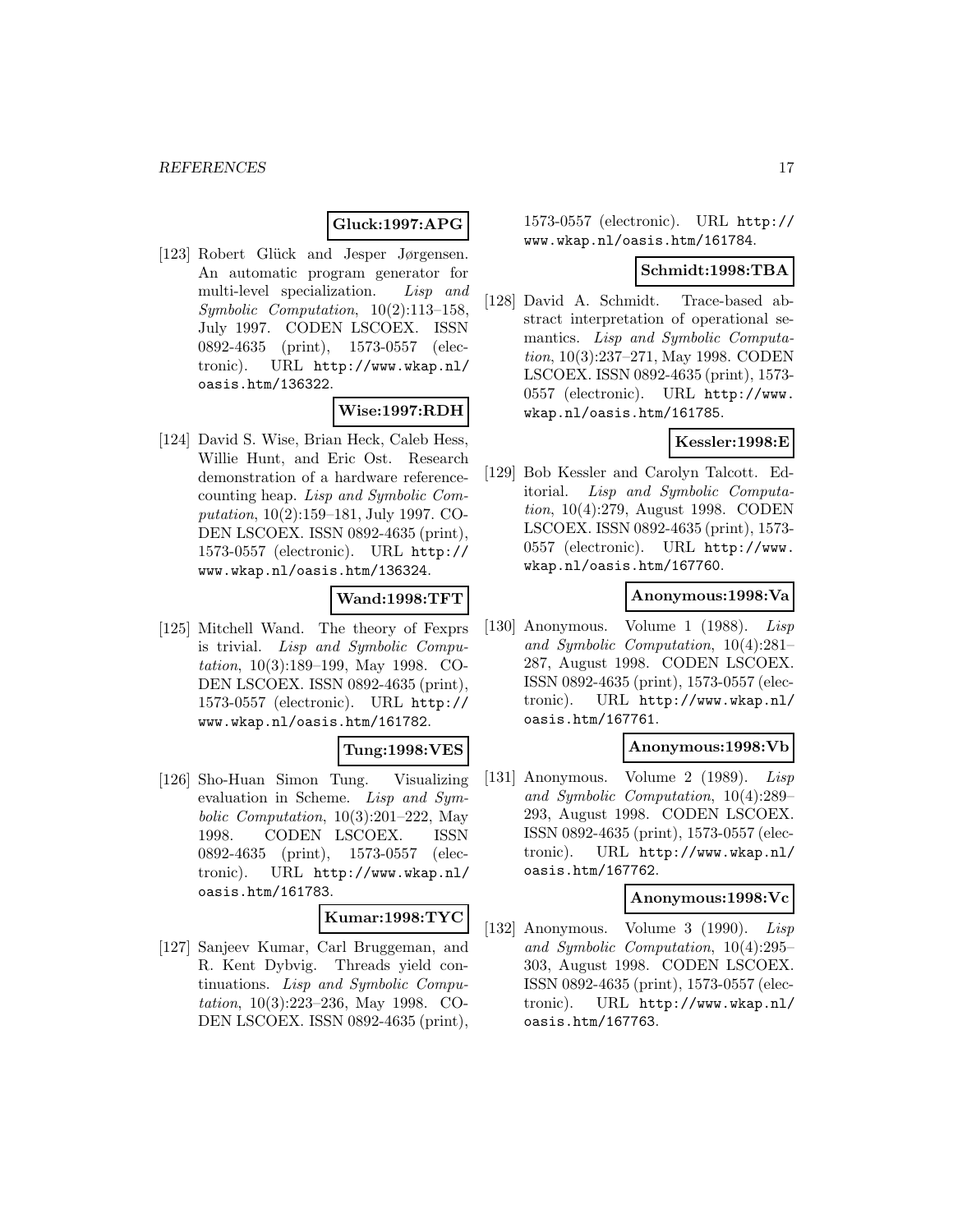**Gluck:1997:APG**

[123] Robert Glück and Jesper Jørgensen. An automatic program generator for multi-level specialization. *Lisp and Symbolic Computation*, 10(2):113–158, July 1997. CODEN LSCOEX. ISSN 0892-4635 (print), 1573-0557 (electronic). URL http://www.wkap.nl/oasis.htm/136322.

**Wise:1997:RDH**

[124] David S. Wise, Brian Heck, Caleb Hess, Willie Hunt, and Eric Ost. Research demonstration of a hardware reference-counting heap. *Lisp and Symbolic Computation*, 10(2):159–181, July 1997. CODEN LSCOEX. ISSN 0892-4635 (print), 1573-0557 (electronic). URL http://www.wkap.nl/oasis.htm/136324.

**Wand:1998:TFT**

[125] Mitchell Wand. The theory of Fexprs is trivial. *Lisp and Symbolic Computation*, 10(3):189–199, May 1998. CODEN LSCOEX. ISSN 0892-4635 (print), 1573-0557 (electronic). URL http://www.wkap.nl/oasis.htm/161782.

**Tung:1998:VES**

[126] Sho-Huan Simon Tung. Visualizing evaluation in Scheme. *Lisp and Symbolic Computation*, 10(3):201–222, May 1998. CODEN LSCOEX. ISSN 0892-4635 (print), 1573-0557 (electronic). URL http://www.wkap.nl/oasis.htm/161783.

**Kumar:1998:TYC**

[127] Sanjeev Kumar, Carl Bruggeman, and R. Kent Dybvig. Threads yield continuations. *Lisp and Symbolic Computation*, 10(3):223–236, May 1998. CODEN LSCOEX. ISSN 0892-4635 (print), 1573-0557 (electronic). URL http://www.wkap.nl/oasis.htm/161784.

**Schmidt:1998:TBA**

[128] David A. Schmidt. Trace-based abstract interpretation of operational semantics. *Lisp and Symbolic Computation*, 10(3):237–271, May 1998. CODEN LSCOEX. ISSN 0892-4635 (print), 1573-0557 (electronic). URL http://www.wkap.nl/oasis.htm/161785.

**Kessler:1998:E**

[129] Bob Kessler and Carolyn Talcott. Editorial. *Lisp and Symbolic Computation*, 10(4):279, August 1998. CODEN LSCOEX. ISSN 0892-4635 (print), 1573-0557 (electronic). URL http://www.wkap.nl/oasis.htm/167760.

**Anonymous:1998:Va**

[130] Anonymous. Volume 1 (1988). *Lisp and Symbolic Computation*, 10(4):281–287, August 1998. CODEN LSCOEX. ISSN 0892-4635 (print), 1573-0557 (electronic). URL http://www.wkap.nl/oasis.htm/167761.

**Anonymous:1998:Vb**

[131] Anonymous. Volume 2 (1989). *Lisp and Symbolic Computation*, 10(4):289–293, August 1998. CODEN LSCOEX. ISSN 0892-4635 (print), 1573-0557 (electronic). URL http://www.wkap.nl/oasis.htm/167762.

**Anonymous:1998:Vc**

[132] Anonymous. Volume 3 (1990). *Lisp and Symbolic Computation*, 10(4):295–303, August 1998. CODEN LSCOEX. ISSN 0892-4635 (print), 1573-0557 (electronic). URL http://www.wkap.nl/oasis.htm/167763.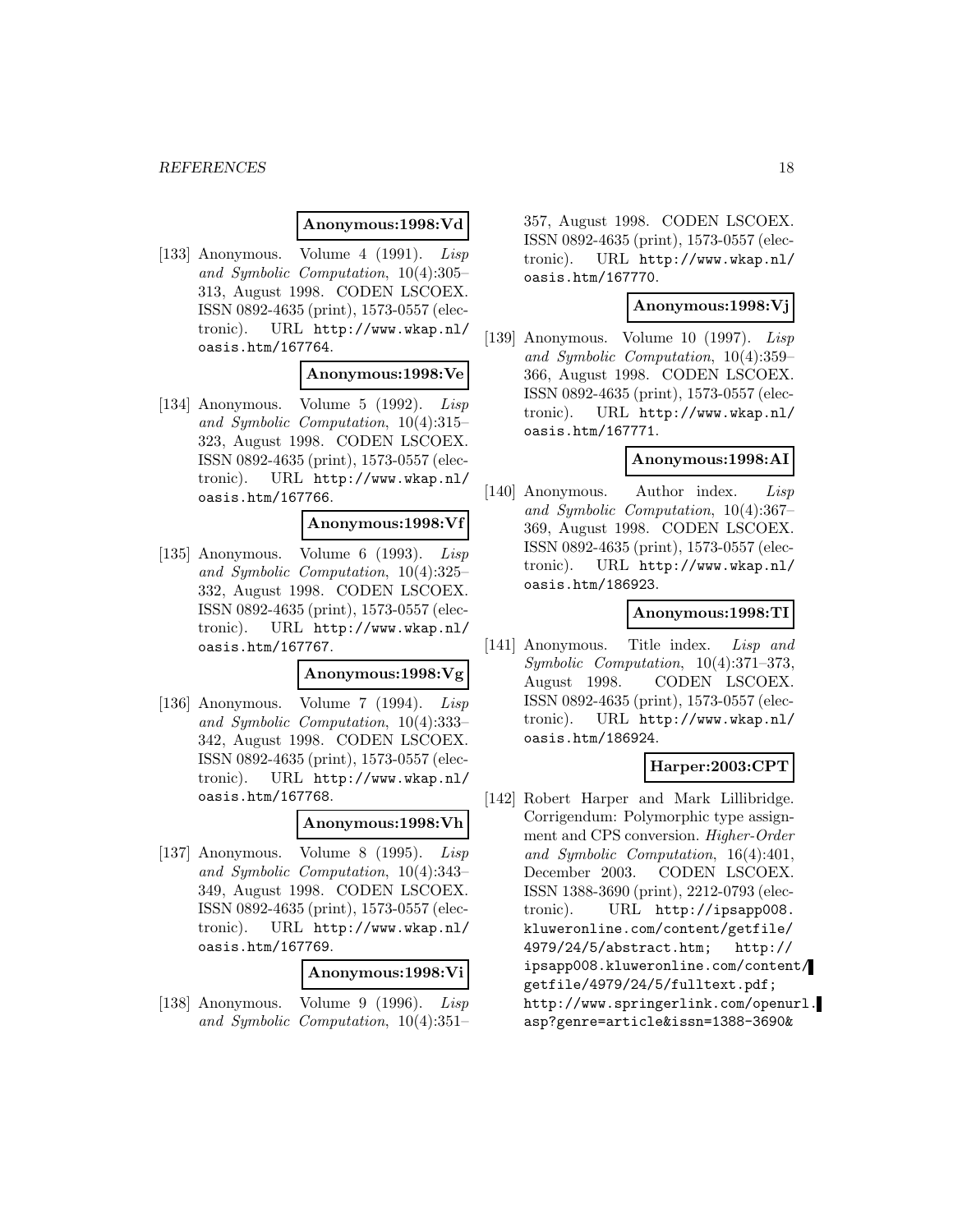**Anonymous:1998:Vd**

[133] Anonymous. Volume 4 (1991). *Lisp and Symbolic Computation*, 10(4):305–313, August 1998. CODEN LSCOEX. ISSN 0892-4635 (print), 1573-0557 (electronic). URL http://www.wkap.nl/oasis.htm/167764.

**Anonymous:1998:Ve**

[134] Anonymous. Volume 5 (1992). *Lisp and Symbolic Computation*, 10(4):315–323, August 1998. CODEN LSCOEX. ISSN 0892-4635 (print), 1573-0557 (electronic). URL http://www.wkap.nl/oasis.htm/167766.

**Anonymous:1998:Vf**

[135] Anonymous. Volume 6 (1993). *Lisp and Symbolic Computation*, 10(4):325–332, August 1998. CODEN LSCOEX. ISSN 0892-4635 (print), 1573-0557 (electronic). URL http://www.wkap.nl/oasis.htm/167767.

**Anonymous:1998:Vg**

[136] Anonymous. Volume 7 (1994). *Lisp and Symbolic Computation*, 10(4):333–342, August 1998. CODEN LSCOEX. ISSN 0892-4635 (print), 1573-0557 (electronic). URL http://www.wkap.nl/oasis.htm/167768.

**Anonymous:1998:Vh**

[137] Anonymous. Volume 8 (1995). *Lisp and Symbolic Computation*, 10(4):343–349, August 1998. CODEN LSCOEX. ISSN 0892-4635 (print), 1573-0557 (electronic). URL http://www.wkap.nl/oasis.htm/167769.

**Anonymous:1998:Vi**

[138] Anonymous. Volume 9 (1996). *Lisp and Symbolic Computation*, 10(4):351–357, August 1998. CODEN LSCOEX. ISSN 0892-4635 (print), 1573-0557 (electronic). URL http://www.wkap.nl/oasis.htm/167770.

**Anonymous:1998:Vj**

[139] Anonymous. Volume 10 (1997). *Lisp and Symbolic Computation*, 10(4):359–366, August 1998. CODEN LSCOEX. ISSN 0892-4635 (print), 1573-0557 (electronic). URL http://www.wkap.nl/oasis.htm/167771.

**Anonymous:1998:AI**

[140] Anonymous. Author index. *Lisp and Symbolic Computation*, 10(4):367–369, August 1998. CODEN LSCOEX. ISSN 0892-4635 (print), 1573-0557 (electronic). URL http://www.wkap.nl/oasis.htm/186923.

**Anonymous:1998:TI**

[141] Anonymous. Title index. *Lisp and Symbolic Computation*, 10(4):371–373, August 1998. CODEN LSCOEX. ISSN 0892-4635 (print), 1573-0557 (electronic). URL http://www.wkap.nl/oasis.htm/186924.

**Harper:2003:CPT**

[142] Robert Harper and Mark Lillibridge. Corrigendum: Polymorphic type assignment and CPS conversion. *Higher-Order and Symbolic Computation*, 16(4):401, December 2003. CODEN LSCOEX. ISSN 1388-3690 (print), 2212-0793 (electronic). URL http://ipsapp008.kluweronline.com/content/getfile/4979/24/5/abstract.htm; http://ipsapp008.kluweronline.com/content/getfile/4979/24/5/fulltext.pdf; http://www.springerlink.com/openurl.asp?genre=article&issn=1388-3690&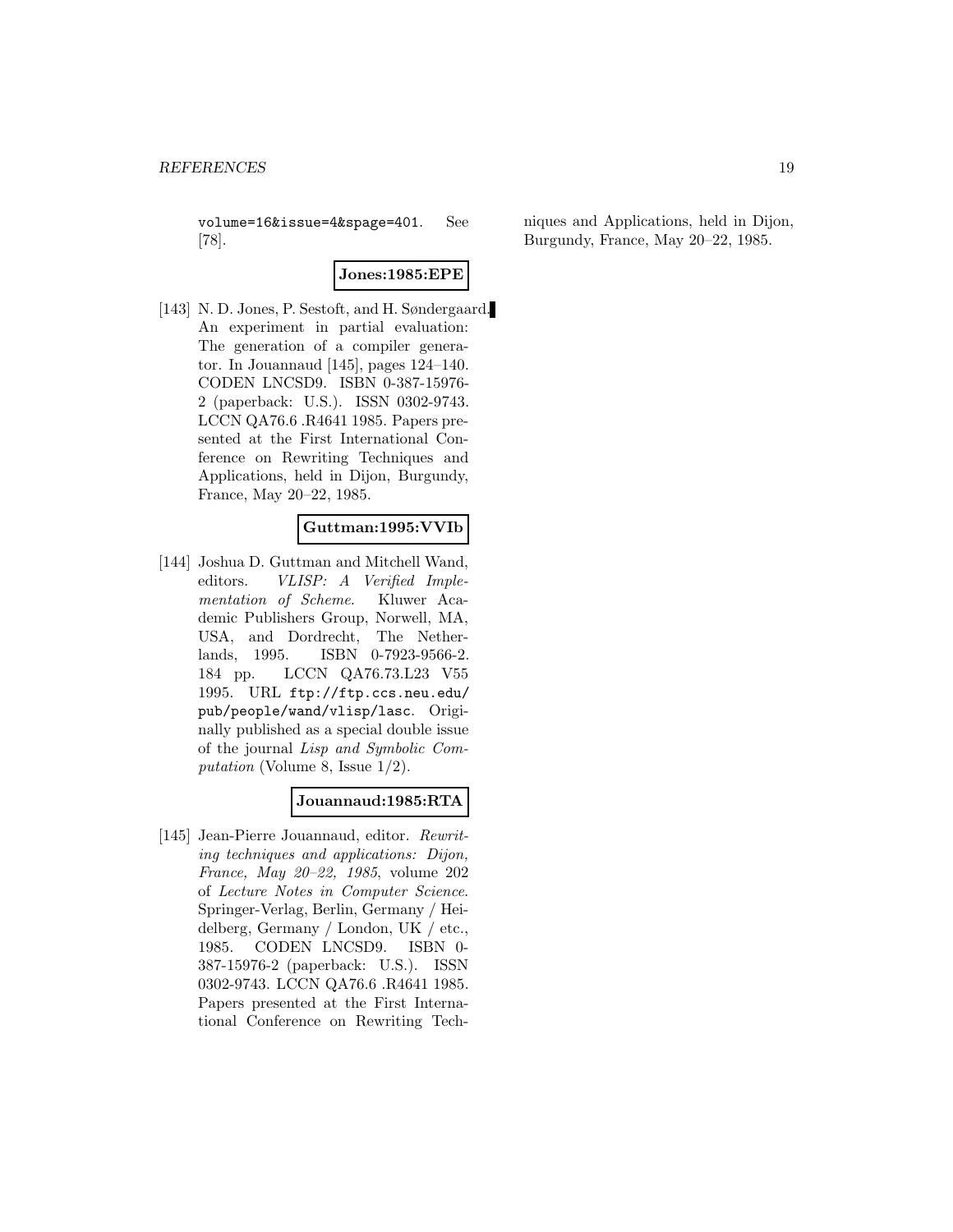volume=16&issue=4&spage=401. See [78].

**Jones:1985:EPE**

[143] N. D. Jones, P. Sestoft, and H. Søndergaard. An experiment in partial evaluation: The generation of a compiler generator. In Jouannaud [145], pages 124–140. CODEN LNCSD9. ISBN 0-387-15976-2 (paperback: U.S.). ISSN 0302-9743. LCCN QA76.6 .R4641 1985. Papers presented at the First International Conference on Rewriting Techniques and Applications, held in Dijon, Burgundy, France, May 20–22, 1985.

**Guttman:1995:VVIb**

[144] Joshua D. Guttman and Mitchell Wand, editors. *VLISP: A Verified Implementation of Scheme*. Kluwer Academic Publishers Group, Norwell, MA, USA, and Dordrecht, The Netherlands, 1995. ISBN 0-7923-9566-2. 184 pp. LCCN QA76.73.L23 V55 1995. URL `ftp://ftp.ccs.neu.edu/pub/people/wand/vlisp/lasc`. Originally published as a special double issue of the journal *Lisp and Symbolic Computation* (Volume 8, Issue 1/2).

**Jouannaud:1985:RTA**

[145] Jean-Pierre Jouannaud, editor. *Rewriting techniques and applications: Dijon, France, May 20–22, 1985*, volume 202 of *Lecture Notes in Computer Science*. Springer-Verlag, Berlin, Germany / Heidelberg, Germany / London, UK / etc., 1985. CODEN LNCSD9. ISBN 0-387-15976-2 (paperback: U.S.). ISSN 0302-9743. LCCN QA76.6 .R4641 1985. Papers presented at the First International Conference on Rewriting Techniques and Applications, held in Dijon, Burgundy, France, May 20–22, 1985.